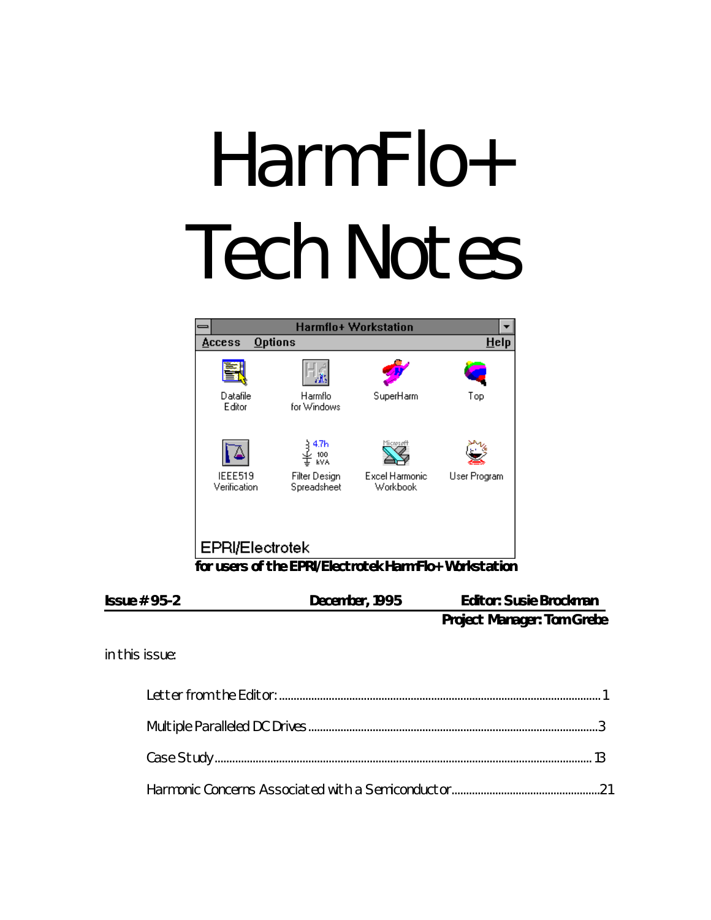# HarmFlo+ Tech Notes

**for users of the EPRI/Electrotek HarmFlo+ Workstation**

**Issue # 95-2** | **December, 1995** | **Editor: Susie Brockman**

**Project Manager: Tom Grebe**

in this issue:

- Letter from the Editor: ........................................ 1
- Multiple Paralleled DC Drives ........................................ 3
- Case Study ........................................ 13
- Harmonic Concerns Associated with a Semiconductor ........................................ 21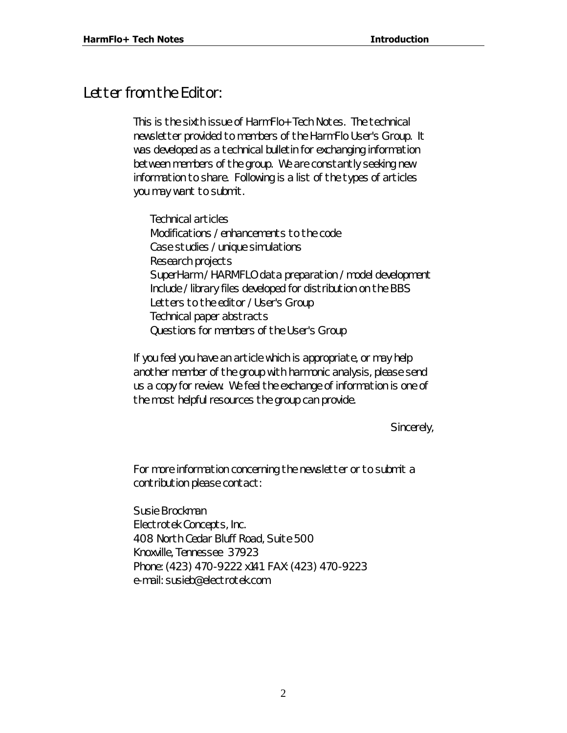# Letter from the Editor:

This is the sixth issue of *HarmFlo+ Tech Notes*. The technical newsletter provided to members of the HarmFlo User's Group. It was developed as a technical bulletin for exchanging information between members of the group. We are constantly seeking new information to share. Following is a list of the types of articles you may want to submit.

- Technical articles
- Modifications / enhancements to the code
- Case studies / unique simulations
- Research projects
- SuperHarm / HARMFLO data preparation / model development
- Include / library files developed for distribution on the BBS
- Letters to the editor / User's Group
- Technical paper abstracts
- Questions for members of the User's Group

If you feel you have an article which is appropriate, or may help another member of the group with harmonic analysis, please send us a copy for review. We feel the exchange of information is one of the most helpful resources the group can provide.

Sincerely,

For more information concerning the newsletter or to submit a contribution please contact:

Susie Brockman
Electrotek Concepts, Inc.
408 North Cedar Bluff Road, Suite 500
Knoxville, Tennessee 37923
Phone: (423) 470-9222 x141 FAX: (423) 470-9223
e-mail: susieb@electrotek.com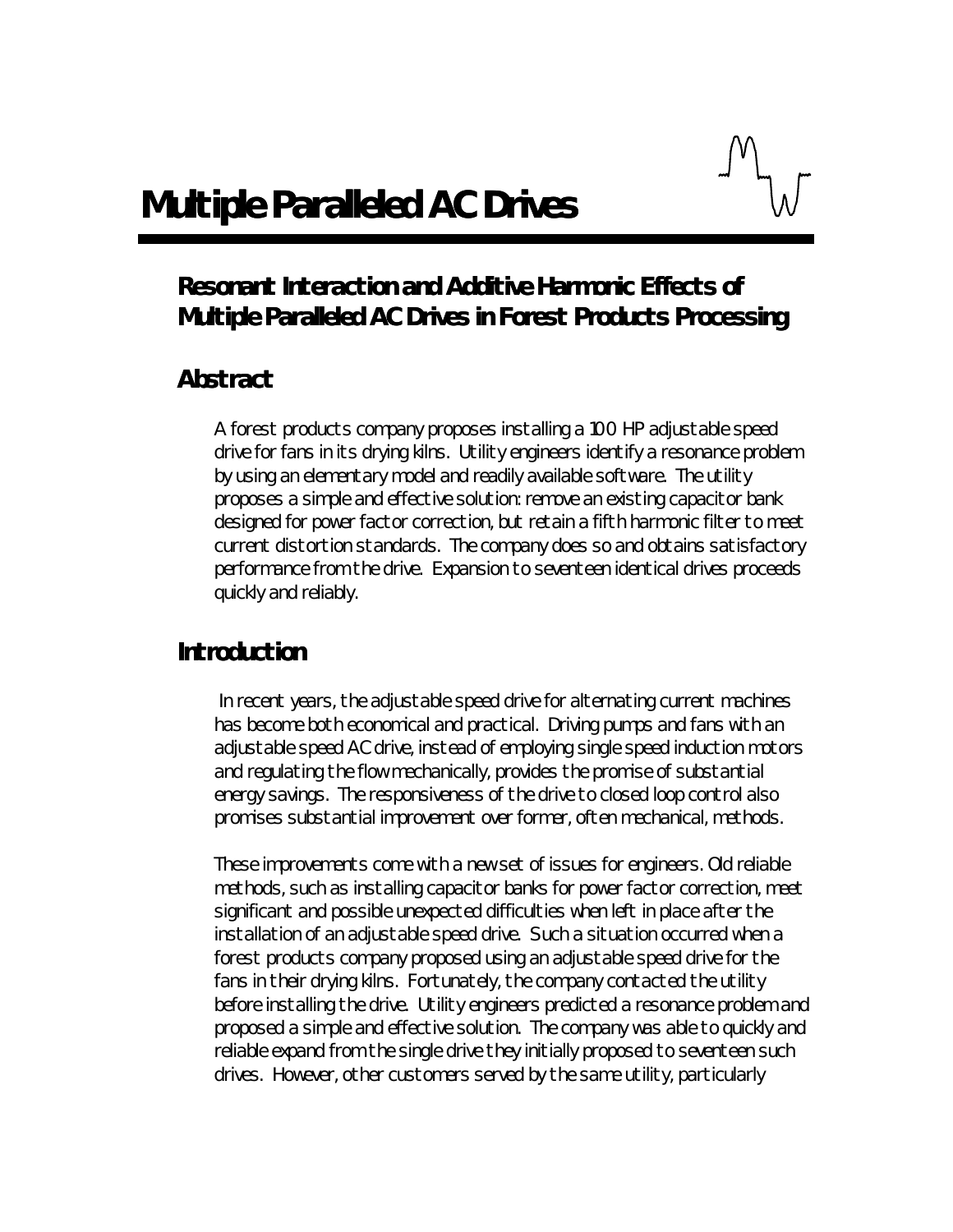# Multiple Paralleled AC Drives

## Resonant Interaction and Additive Harmonic Effects of Multiple Paralleled AC Drives in Forest Products Processing

## Abstract

A forest products company proposes installing a 100 HP adjustable speed drive for fans in its drying kilns. Utility engineers identify a resonance problem by using an elementary model and readily available software. The utility proposes a simple and effective solution: remove an existing capacitor bank designed for power factor correction, but retain a fifth harmonic filter to meet current distortion standards. The company does so and obtains satisfactory performance from the drive. Expansion to seventeen identical drives proceeds quickly and reliably.

## Introduction

In recent years, the adjustable speed drive for alternating current machines has become both economical and practical. Driving pumps and fans with an adjustable speed AC drive, instead of employing single speed induction motors and regulating the flow mechanically, provides the promise of substantial energy savings. The responsiveness of the drive to closed loop control also promises substantial improvement over former, often mechanical, methods.

These improvements come with a new set of issues for engineers. Old reliable methods, such as installing capacitor banks for power factor correction, meet significant and possible unexpected difficulties when left in place after the installation of an adjustable speed drive. Such a situation occurred when a forest products company proposed using an adjustable speed drive for the fans in their drying kilns. Fortunately, the company contacted the utility before installing the drive. Utility engineers predicted a resonance problem and proposed a simple and effective solution. The company was able to quickly and reliable expand from the single drive they initially proposed to seventeen such drives. However, other customers served by the same utility, particularly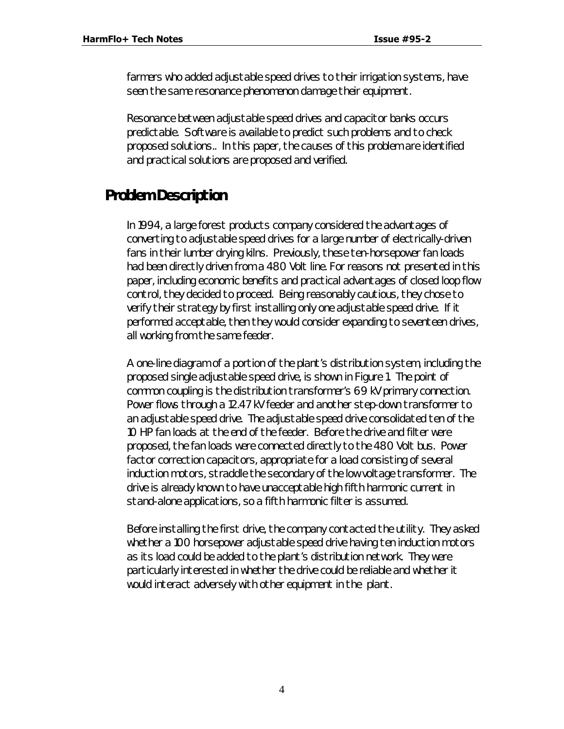farmers who added adjustable speed drives to their irrigation systems, have seen the same resonance phenomenon damage their equipment.

Resonance between adjustable speed drives and capacitor banks occurs predictable. Software is available to predict such problems and to check proposed solutions.. In this paper, the causes of this problem are identified and practical solutions are proposed and verified.

## Problem Description

In 1994, a large forest products company considered the advantages of converting to adjustable speed drives for a large number of electrically-driven fans in their lumber drying kilns. Previously, these ten-horsepower fan loads had been directly driven from a 480 Volt line. For reasons not presented in this paper, including economic benefits and practical advantages of closed loop flow control, they decided to proceed. Being reasonably cautious, they chose to verify their strategy by first installing only one adjustable speed drive. If it performed acceptable, then they would consider expanding to seventeen drives, all working from the same feeder.

A one-line diagram of a portion of the plant's distribution system, including the proposed single adjustable speed drive, is shown in Figure 1. The point of common coupling is the distribution transformer's 69 kV primary connection. Power flows through a 12.47 kV feeder and another step-down transformer to an adjustable speed drive. The adjustable speed drive consolidated ten of the 10 HP fan loads at the end of the feeder. Before the drive and filter were proposed, the fan loads were connected directly to the 480 Volt bus. Power factor correction capacitors, appropriate for a load consisting of several induction motors, straddle the secondary of the low voltage transformer. The drive is already known to have unacceptable high fifth harmonic current in stand-alone applications, so a fifth harmonic filter is assumed.

Before installing the first drive, the company contacted the utility. They asked whether a 100 horsepower adjustable speed drive having ten induction motors as its load could be added to the plant's distribution network. They were particularly interested in whether the drive could be reliable and whether it would interact adversely with other equipment in the plant.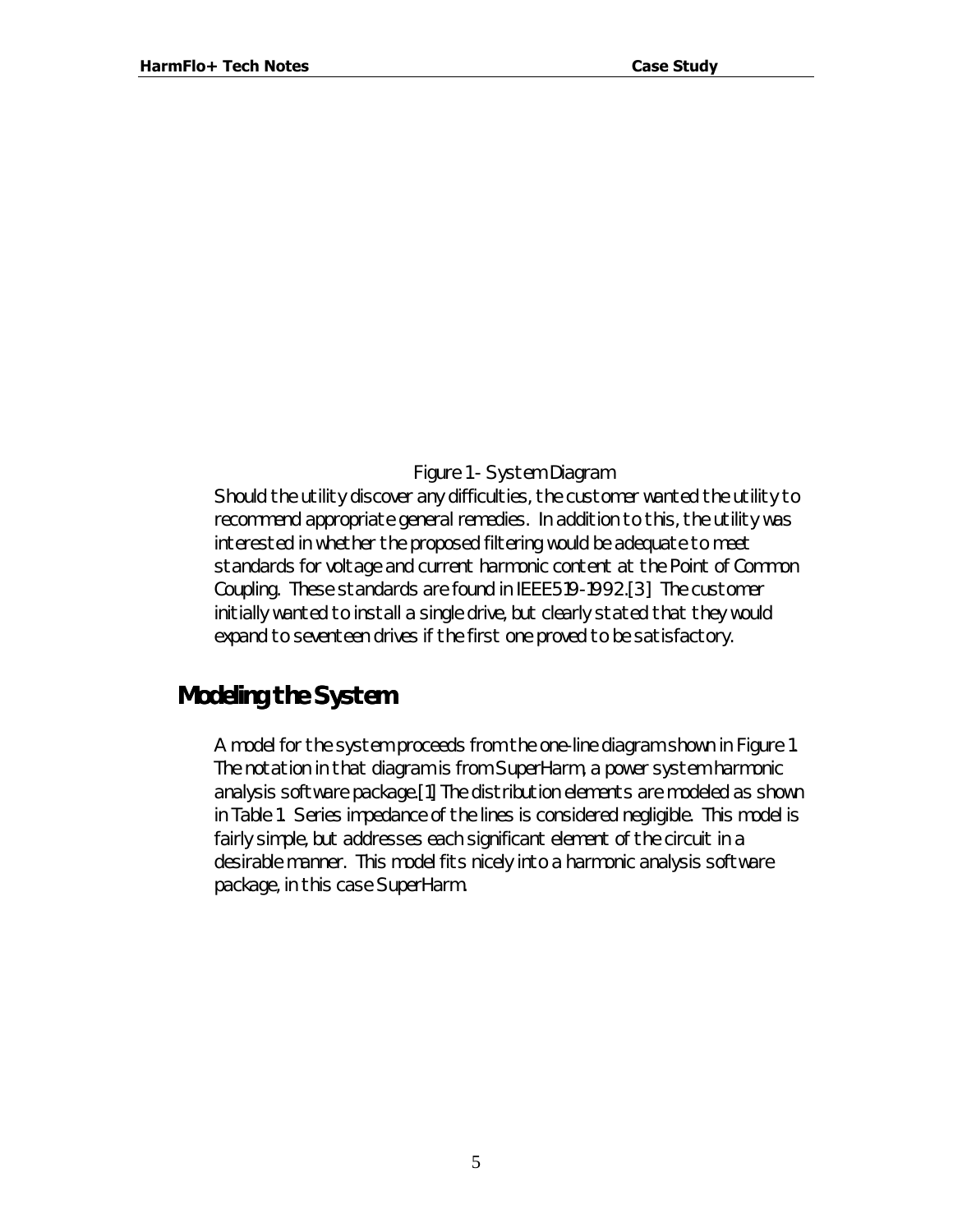Figure 1 - System Diagram

Should the utility discover any difficulties, the customer wanted the utility to recommend appropriate general remedies. In addition to this, the utility was interested in whether the proposed filtering would be adequate to meet standards for voltage and current harmonic content at the Point of Common Coupling. These standards are found in IEEE519-1992.[3] The customer initially wanted to install a single drive, but clearly stated that they would expand to seventeen drives if the first one proved to be satisfactory.

## Modeling the System

A model for the system proceeds from the one-line diagram shown in Figure 1. The notation in that diagram is from SuperHarm, a power system harmonic analysis software package.[1] The distribution elements are modeled as shown in Table 1. Series impedance of the lines is considered negligible. This model is fairly simple, but addresses each significant element of the circuit in a desirable manner. This model fits nicely into a harmonic analysis software package, in this case SuperHarm.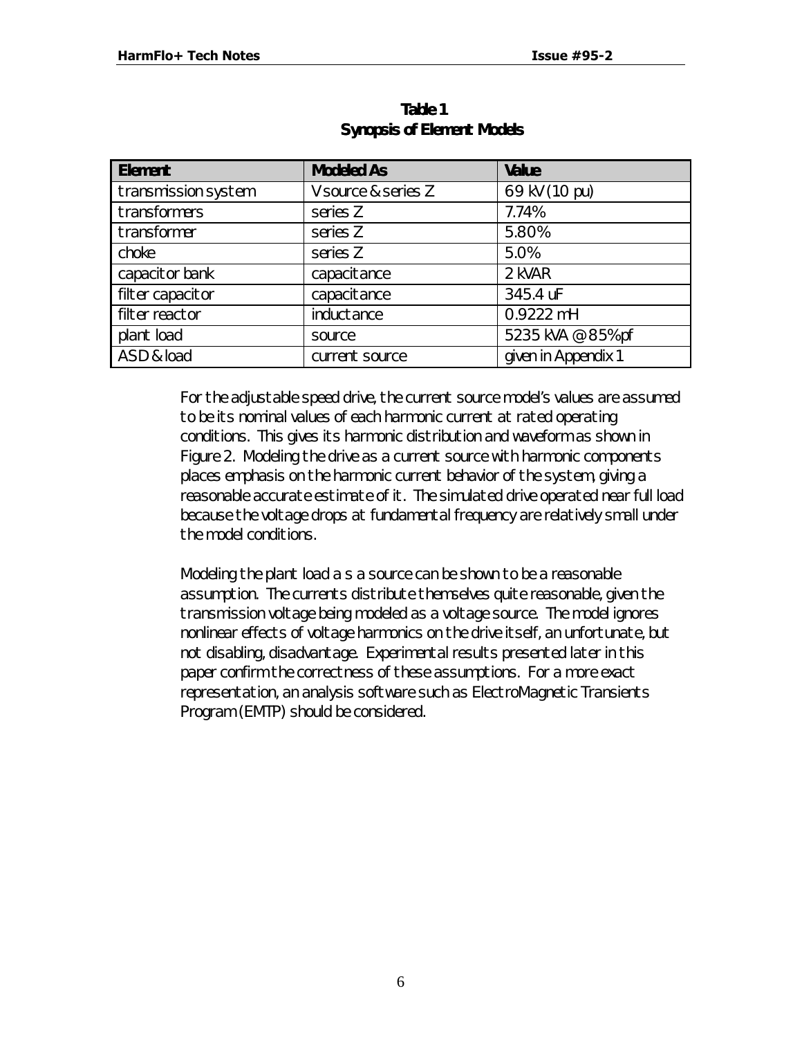**Table 1**
**Synopsis of Element Models**

| Element | Modeled As | Value |
|---|---|---|
| transmission system | V source & series Z | 69 kV (10 pu) |
| transformers | series Z | 7.74% |
| transformer | series Z | 5.80% |
| choke | series Z | 5.0% |
| capacitor bank | capacitance | 2 kVAR |
| filter capacitor | capacitance | 345.4 uF |
| filter reactor | inductance | 0.9222 mH |
| plant load | source | 5235 kVA @ 85% pf |
| ASD & load | current source | given in Appendix 1 |

For the adjustable speed drive, the current source model's values are assumed to be its nominal values of each harmonic current at rated operating conditions. This gives its harmonic distribution and waveform as shown in Figure 2. Modeling the drive as a current source with harmonic components places emphasis on the harmonic current behavior of the system, giving a reasonable accurate estimate of it. The simulated drive operated near full load because the voltage drops at fundamental frequency are relatively small under the model conditions.

Modeling the plant load a s a source can be shown to be a reasonable assumption. The currents distribute themselves quite reasonable, given the transmission voltage being modeled as a voltage source. The model ignores nonlinear effects of voltage harmonics on the drive itself, an unfortunate, but not disabling, disadvantage. Experimental results presented later in this paper confirm the correctness of these assumptions. For a more exact representation, an analysis software such as ElectroMagnetic Transients Program (EMTP) should be considered.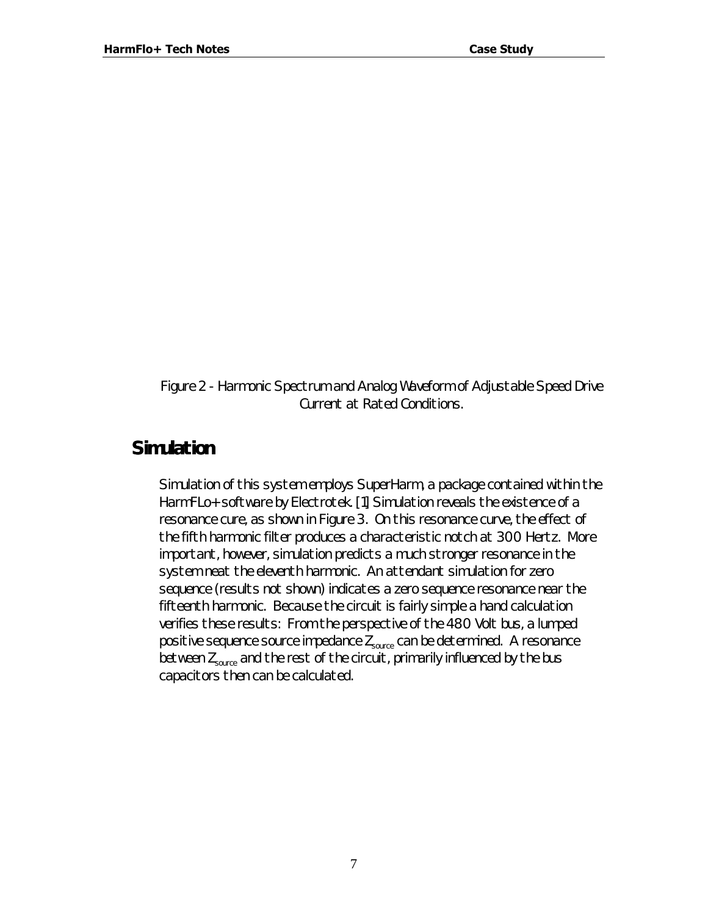Figure 2 - Harmonic Spectrum and Analog Waveform of Adjustable Speed Drive Current at Rated Conditions.

## Simulation

Simulation of this system employs SuperHarm, a package contained within the HarmFLo+ software by Electrotek. [1] Simulation reveals the existence of a resonance cure, as shown in Figure 3. On this resonance curve, the effect of the fifth harmonic filter produces a characteristic notch at 300 Hertz. More important, however, simulation predicts a much stronger resonance in the system neat the eleventh harmonic. An attendant simulation for zero sequence (results not shown) indicates a zero sequence resonance near the fifteenth harmonic. Because the circuit is fairly simple a hand calculation verifies these results: From the perspective of the 480 Volt bus, a lumped positive sequence source impedance $Z_{source}$ can be determined. A resonance between $Z_{source}$ and the rest of the circuit, primarily influenced by the bus capacitors then can be calculated.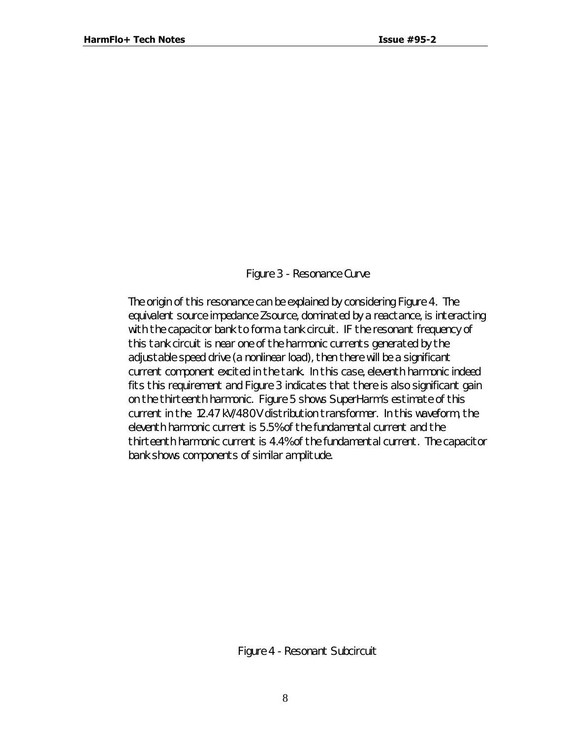Figure 3 - Resonance Curve

The origin of this resonance can be explained by considering Figure 4. The equivalent source impedance Zsource, dominated by a reactance, is interacting with the capacitor bank to form a tank circuit. IF the resonant frequency of this tank circuit is near one of the harmonic currents generated by the adjustable speed drive (a nonlinear load), then there will be a significant current component excited in the tank. In this case, eleventh harmonic indeed fits this requirement and Figure 3 indicates that there is also significant gain on the thirteenth harmonic. Figure 5 shows SuperHarm's estimate of this current in the 12.47 kV/480V distribution transformer. In this waveform, the eleventh harmonic current is 5.5% of the fundamental current and the thirteenth harmonic current is 4.4% of the fundamental current. The capacitor bank shows components of similar amplitude.

Figure 4 - Resonant Subcircuit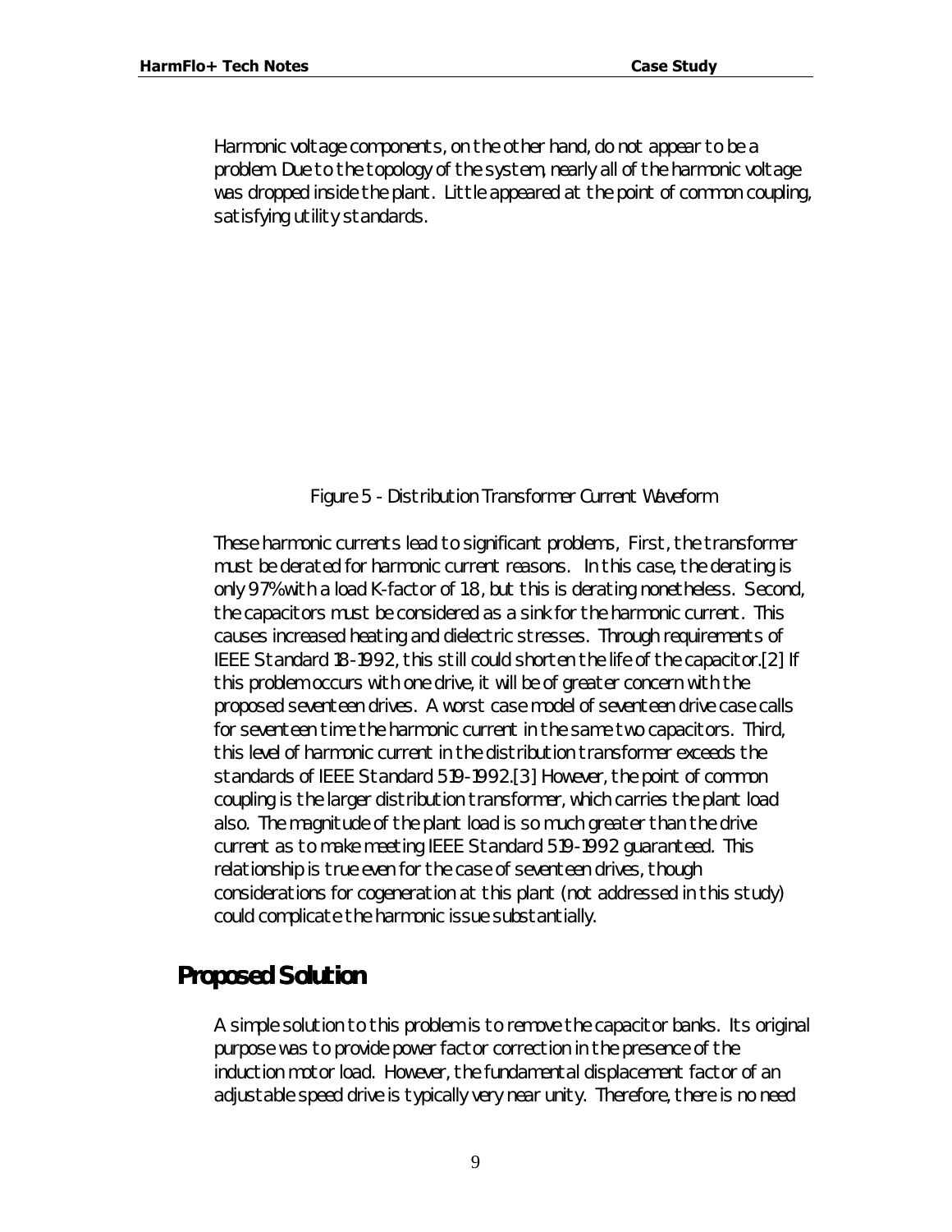Harmonic voltage components, on the other hand, do not appear to be a problem. Due to the topology of the system, nearly all of the harmonic voltage was dropped inside the plant. Little appeared at the point of common coupling, satisfying utility standards.

Figure 5 - Distribution Transformer Current Waveform

These harmonic currents lead to significant problems, First, the transformer must be derated for harmonic current reasons. In this case, the derating is only 97% with a load K-factor of 1.8, but this is derating nonetheless. Second, the capacitors must be considered as a sink for the harmonic current. This causes increased heating and dielectric stresses. Through requirements of IEEE Standard 18-1992, this still could shorten the life of the capacitor.[2] If this problem occurs with one drive, it will be of greater concern with the proposed seventeen drives. A worst case model of seventeen drive case calls for seventeen time the harmonic current in the same two capacitors. Third, this level of harmonic current in the distribution transformer exceeds the standards of IEEE Standard 519-1992.[3] However, the point of common coupling is the larger distribution transformer, which carries the plant load also. The magnitude of the plant load is so much greater than the drive current as to make meeting IEEE Standard 519-1992 guaranteed. This relationship is true even for the case of seventeen drives, though considerations for cogeneration at this plant (not addressed in this study) could complicate the harmonic issue substantially.

## Proposed Solution

A simple solution to this problem is to remove the capacitor banks. Its original purpose was to provide power factor correction in the presence of the induction motor load. However, the fundamental displacement factor of an adjustable speed drive is typically very near unity. Therefore, there is no need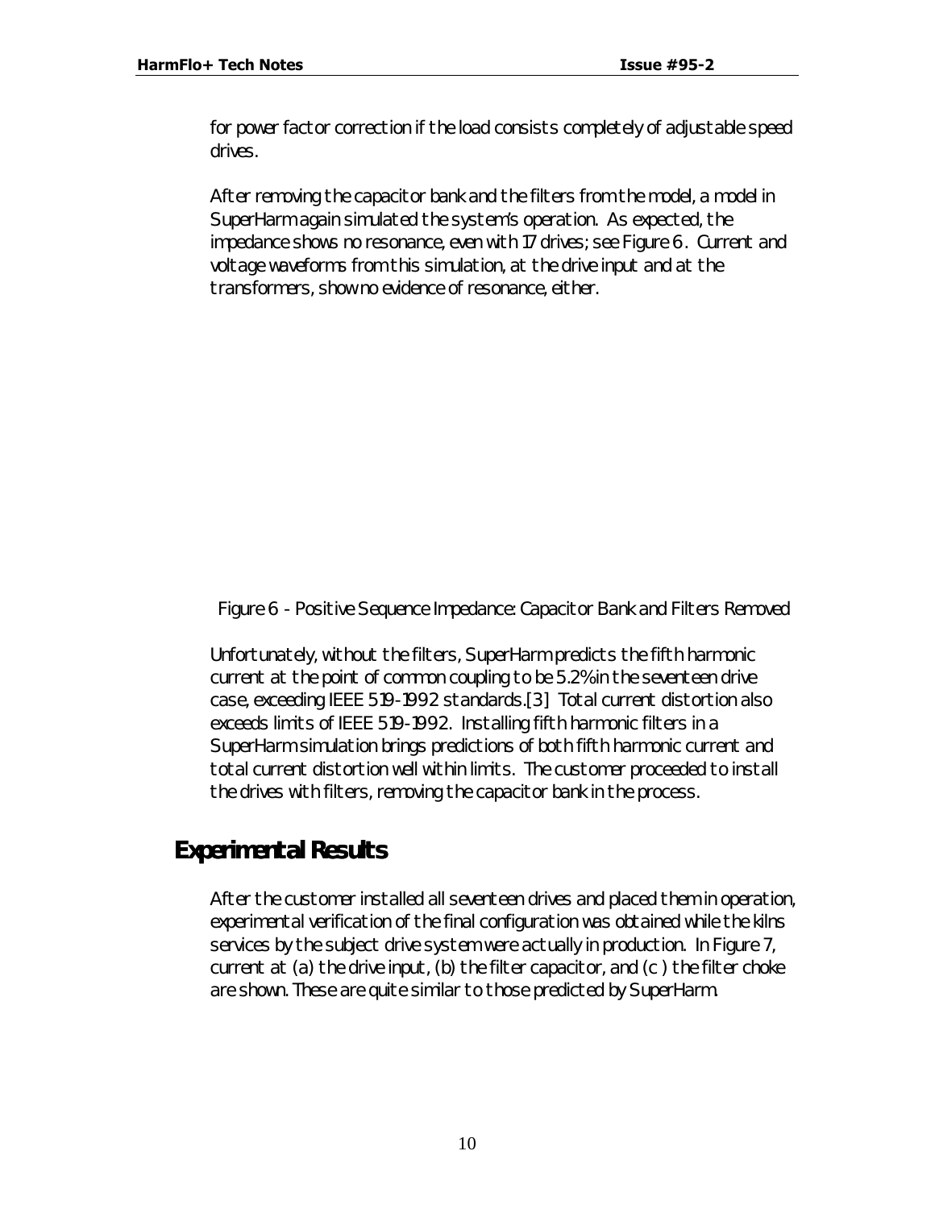for power factor correction if the load consists completely of adjustable speed drives.

After removing the capacitor bank and the filters from the model, a model in SuperHarm again simulated the system's operation. As expected, the impedance shows no resonance, even with 17 drives; see Figure 6. Current and voltage waveforms from this simulation, at the drive input and at the transformers, show no evidence of resonance, either.

Figure 6 - Positive Sequence Impedance: Capacitor Bank and Filters Removed

Unfortunately, without the filters, SuperHarm predicts the fifth harmonic current at the point of common coupling to be 5.2% in the seventeen drive case, exceeding IEEE 519-1992 standards.[3] Total current distortion also exceeds limits of IEEE 519-1992. Installing fifth harmonic filters in a SuperHarm simulation brings predictions of both fifth harmonic current and total current distortion well within limits. The customer proceeded to install the drives with filters, removing the capacitor bank in the process.

## Experimental Results

After the customer installed all seventeen drives and placed them in operation, experimental verification of the final configuration was obtained while the kilns services by the subject drive system were actually in production. In Figure 7, current at (a) the drive input, (b) the filter capacitor, and (c) the filter choke are shown. These are quite similar to those predicted by SuperHarm.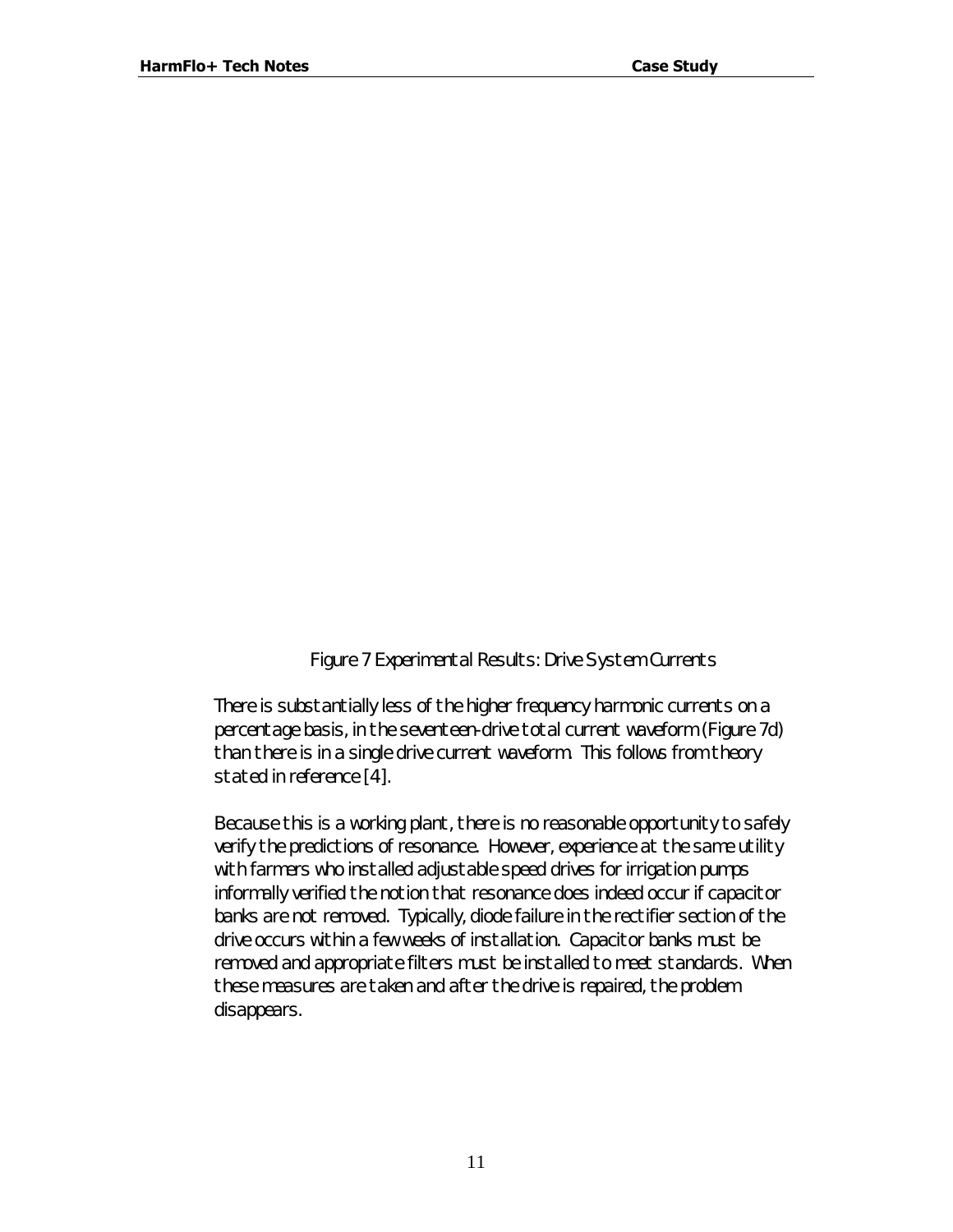Figure 7 Experimental Results: Drive System Currents

There is substantially less of the higher frequency harmonic currents on a percentage basis, in the seventeen-drive total current waveform (Figure 7d) than there is in a single drive current waveform. This follows from theory stated in reference [4].

Because this is a working plant, there is no reasonable opportunity to safely verify the predictions of resonance. However, experience at the same utility with farmers who installed adjustable speed drives for irrigation pumps informally verified the notion that resonance does indeed occur if capacitor banks are not removed. Typically, diode failure in the rectifier section of the drive occurs within a few weeks of installation. Capacitor banks must be removed and appropriate filters must be installed to meet standards. When these measures are taken and after the drive is repaired, the problem disappears.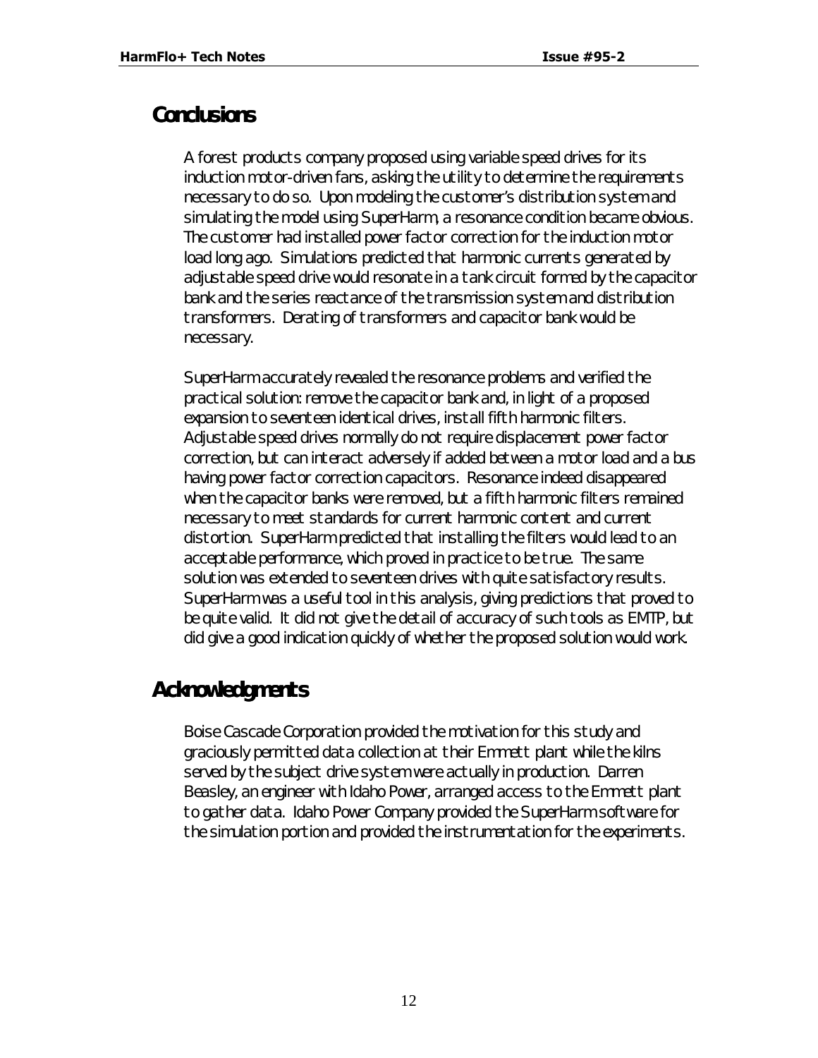## Conclusions

A forest products company proposed using variable speed drives for its induction motor-driven fans, asking the utility to determine the requirements necessary to do so. Upon modeling the customer's distribution system and simulating the model using SuperHarm, a resonance condition became obvious. The customer had installed power factor correction for the induction motor load long ago. Simulations predicted that harmonic currents generated by adjustable speed drive would resonate in a tank circuit formed by the capacitor bank and the series reactance of the transmission system and distribution transformers. Derating of transformers and capacitor bank would be necessary.

SuperHarm accurately revealed the resonance problems and verified the practical solution: remove the capacitor bank and, in light of a proposed expansion to seventeen identical drives, install fifth harmonic filters. Adjustable speed drives normally do not require displacement power factor correction, but can interact adversely if added between a motor load and a bus having power factor correction capacitors. Resonance indeed disappeared when the capacitor banks were removed, but a fifth harmonic filters remained necessary to meet standards for current harmonic content and current distortion. SuperHarm predicted that installing the filters would lead to an acceptable performance, which proved in practice to be true. The same solution was extended to seventeen drives with quite satisfactory results. SuperHarm was a useful tool in this analysis, giving predictions that proved to be quite valid. It did not give the detail of accuracy of such tools as EMTP, but did give a good indication quickly of whether the proposed solution would work.

## Acknowledgments

Boise Cascade Corporation provided the motivation for this study and graciously permitted data collection at their Emmett plant while the kilns served by the subject drive system were actually in production. Darren Beasley, an engineer with Idaho Power, arranged access to the Emmett plant to gather data. Idaho Power Company provided the SuperHarm software for the simulation portion and provided the instrumentation for the experiments.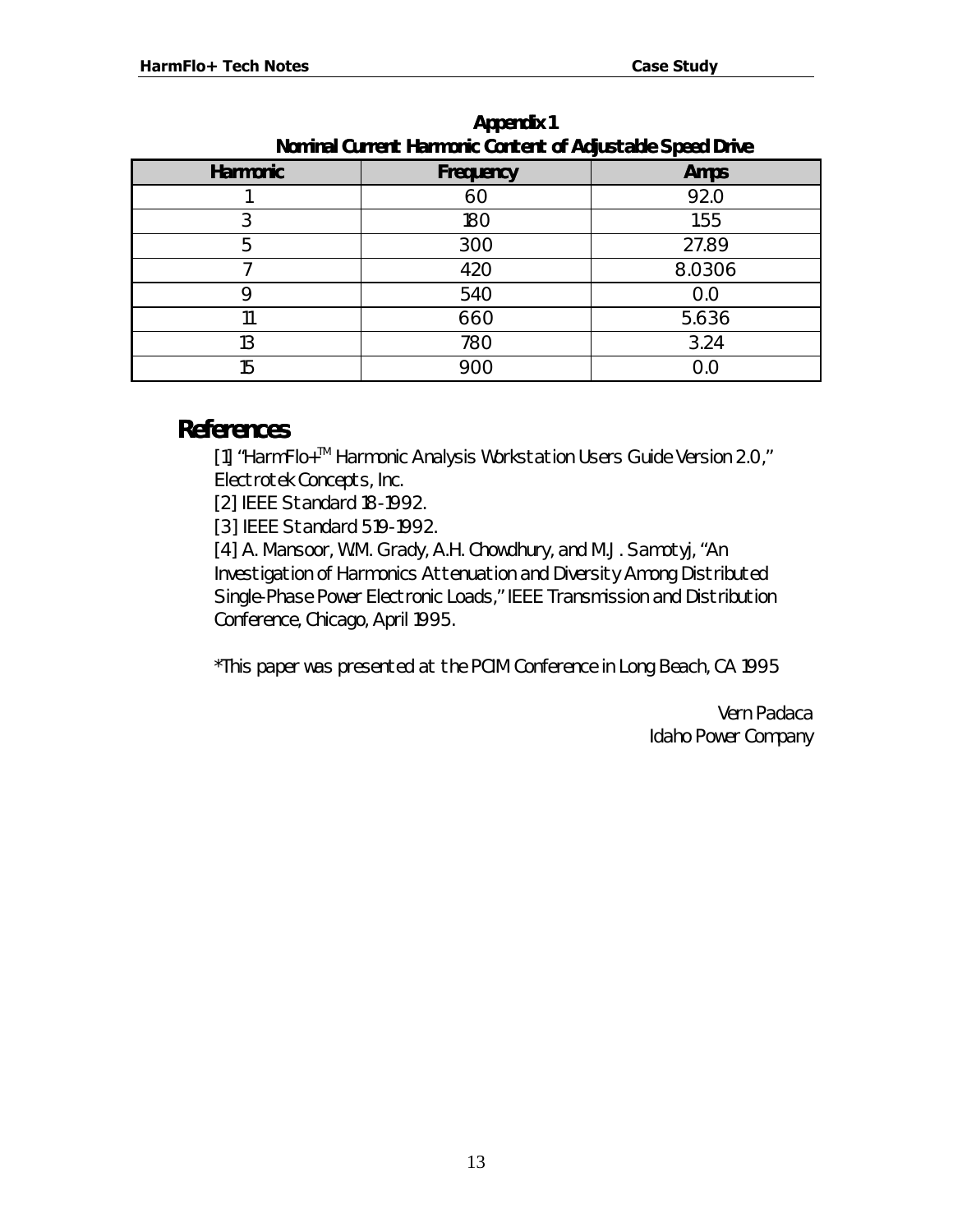**Appendix 1**
**Nominal Current Harmonic Content of Adjustable Speed Drive**

| Harmonic | Frequency | Amps |
|---|---|---|
| 1 | 60 | 92.0 |
| 3 | 180 | 1.55 |
| 5 | 300 | 27.89 |
| 7 | 420 | 8.0306 |
| 9 | 540 | 0.0 |
| 11 | 660 | 5.636 |
| 13 | 780 | 3.24 |
| 15 | 900 | 0.0 |

## References

[1] "HarmFlo+™ Harmonic Analysis Workstation Users Guide Version 2.0," Electrotek Concepts, Inc.
[2] IEEE Standard 18-1992.
[3] IEEE Standard 519-1992.
[4] A. Mansoor, W.M. Grady, A.H. Chowdhury, and M.J. Samotyj, "An Investigation of Harmonics Attenuation and Diversity Among Distributed Single-Phase Power Electronic Loads," IEEE Transmission and Distribution Conference, Chicago, April 1995.

*This paper was presented at the PCIM Conference in Long Beach, CA 1995

Vern Padaca
Idaho Power Company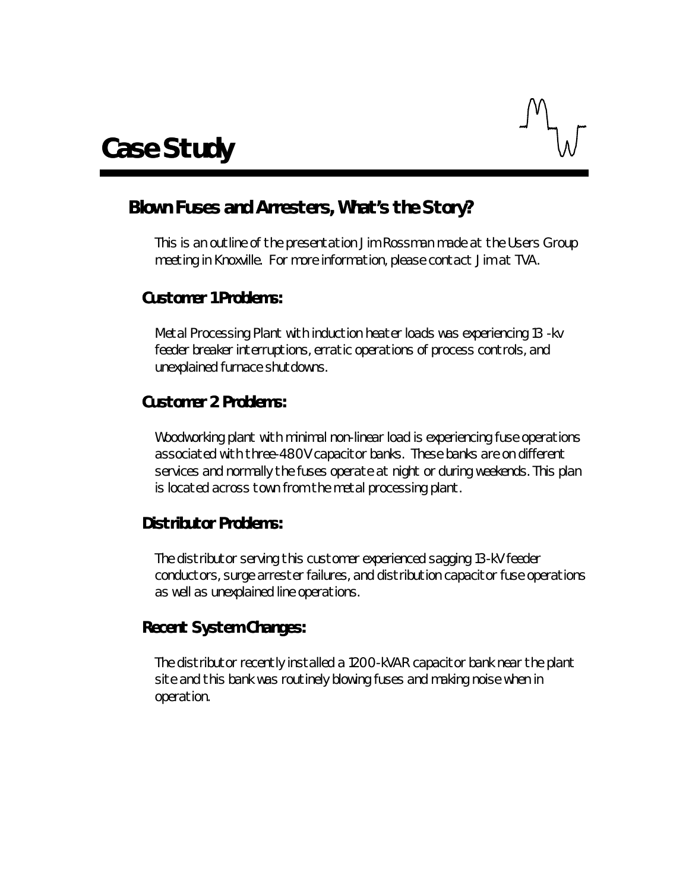# Case Study

## Blown Fuses and Arresters, What's the Story?

This is an outline of the presentation Jim Rossman made at the Users Group meeting in Knoxville. For more information, please contact Jim at TVA.

### Customer 1 Problems:

Metal Processing Plant with induction heater loads was experiencing 13 -kv feeder breaker interruptions, erratic operations of process controls, and unexplained furnace shutdowns.

### Customer 2 Problems:

Woodworking plant with minimal non-linear load is experiencing fuse operations associated with three-480V capacitor banks. These banks are on different services and normally the fuses operate at night or during weekends. This plan is located across town from the metal processing plant.

### Distributor Problems:

The distributor serving this customer experienced sagging 13-kV feeder conductors, surge arrester failures, and distribution capacitor fuse operations as well as unexplained line operations.

### Recent System Changes:

The distributor recently installed a 1200-kVAR capacitor bank near the plant site and this bank was routinely blowing fuses and making noise when in operation.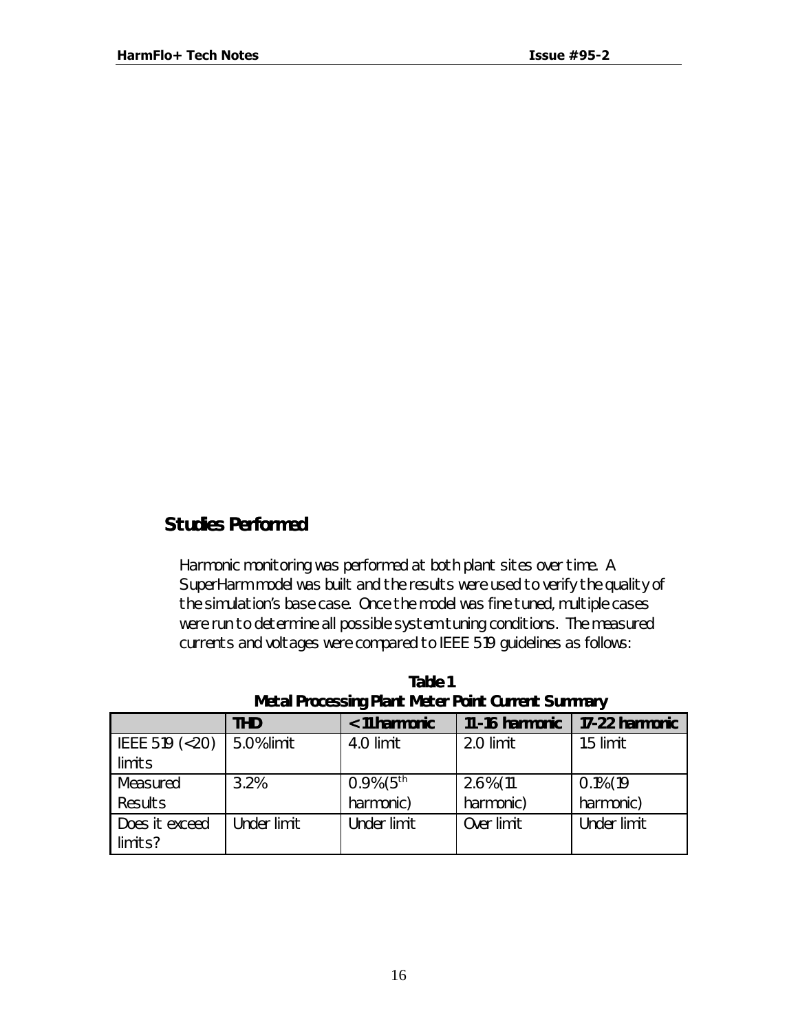## Studies Performed

Harmonic monitoring was performed at both plant sites over time. A SuperHarm model was built and the results were used to verify the quality of the simulation's base case. Once the model was fine tuned, multiple cases were run to determine all possible system tuning conditions. The measured currents and voltages were compared to IEEE 519 guidelines as follows:

**Table 1**
**Metal Processing Plant Meter Point Current Summary**

| | THD | < 11 harmonic | 11-16 harmonic | 17-22 harmonic |
|---|---|---|---|---|
| IEEE 519 (<20) limits | 5.0% limit | 4.0 limit | 2.0 limit | 1.5 limit |
| Measured Results | 3.2% | 0.9% (5th harmonic) | 2.6% (11 harmonic) | 0.1% (19 harmonic) |
| Does it exceed limits? | Under limit | Under limit | Over limit | Under limit |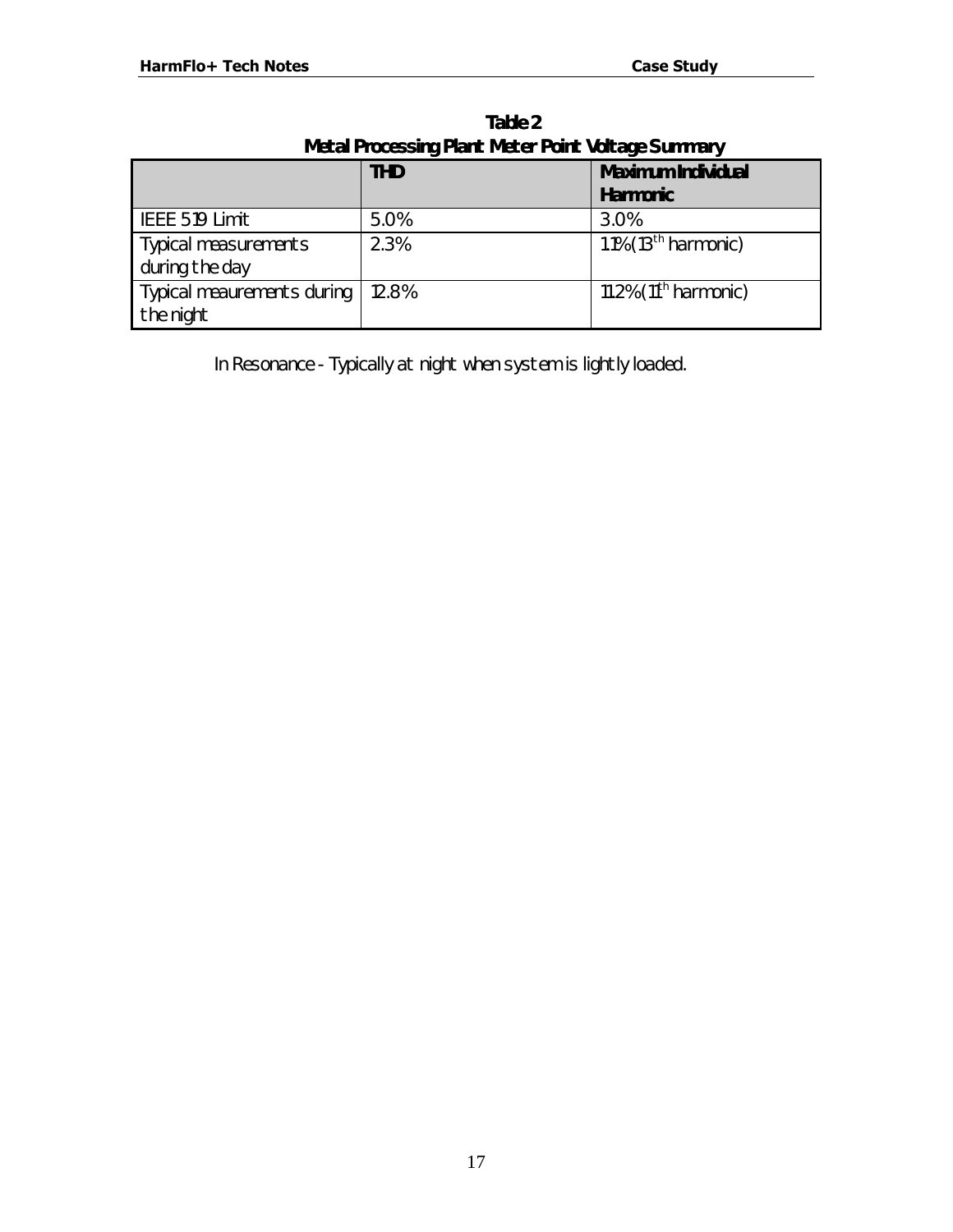**Table 2**
**Metal Processing Plant Meter Point Voltage Summary**

| | **THD** | **Maximum Individual Harmonic** |
|---|---|---|
| IEEE 519 Limit | 5.0% | 3.0% |
| Typical measurements during the day | 2.3% | 1.1% (13th harmonic) |
| Typical meaurements during the night | 12.8% | 11.2% (11th harmonic) |

In Resonance - Typically at night when system is lightly loaded.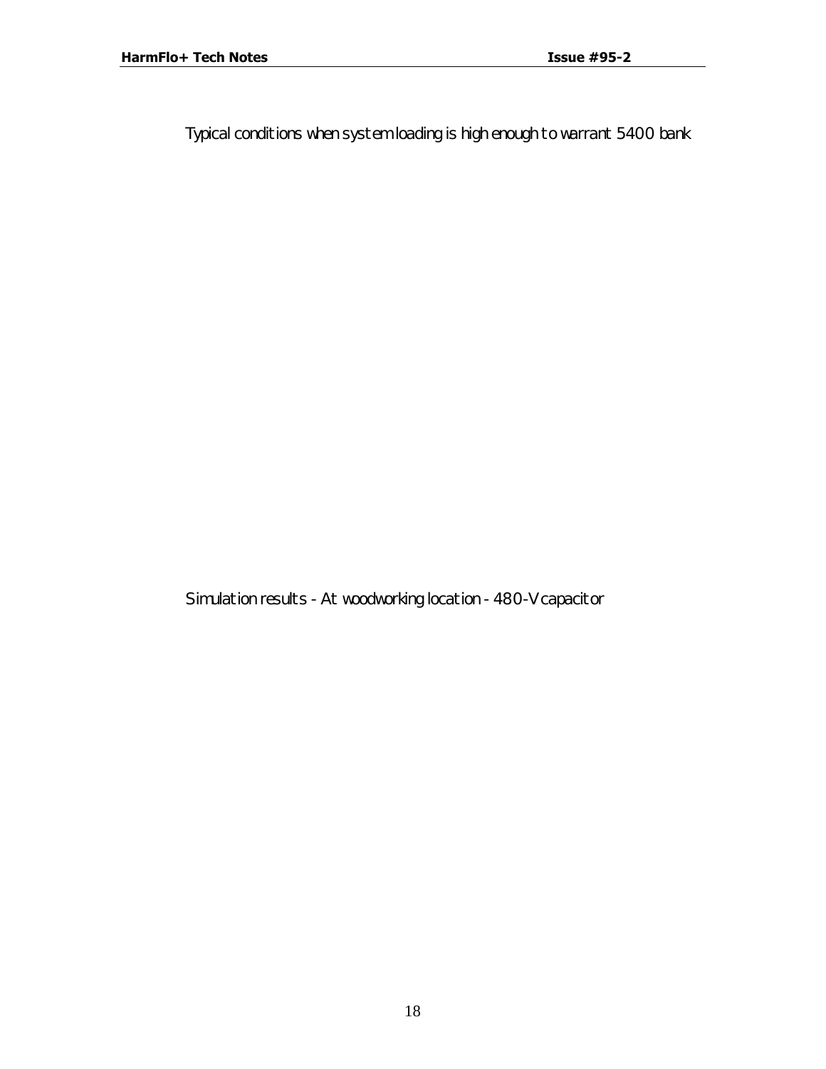Typical conditions when system loading is high enough to warrant 5400 bank

Simulation results - At woodworking location - 480-V capacitor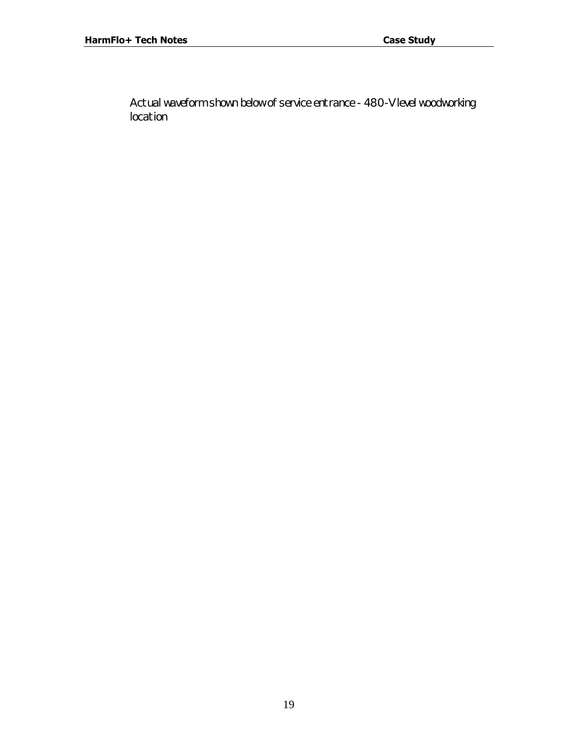Actual waveforms shown below of service entrance - 480-V level woodworking location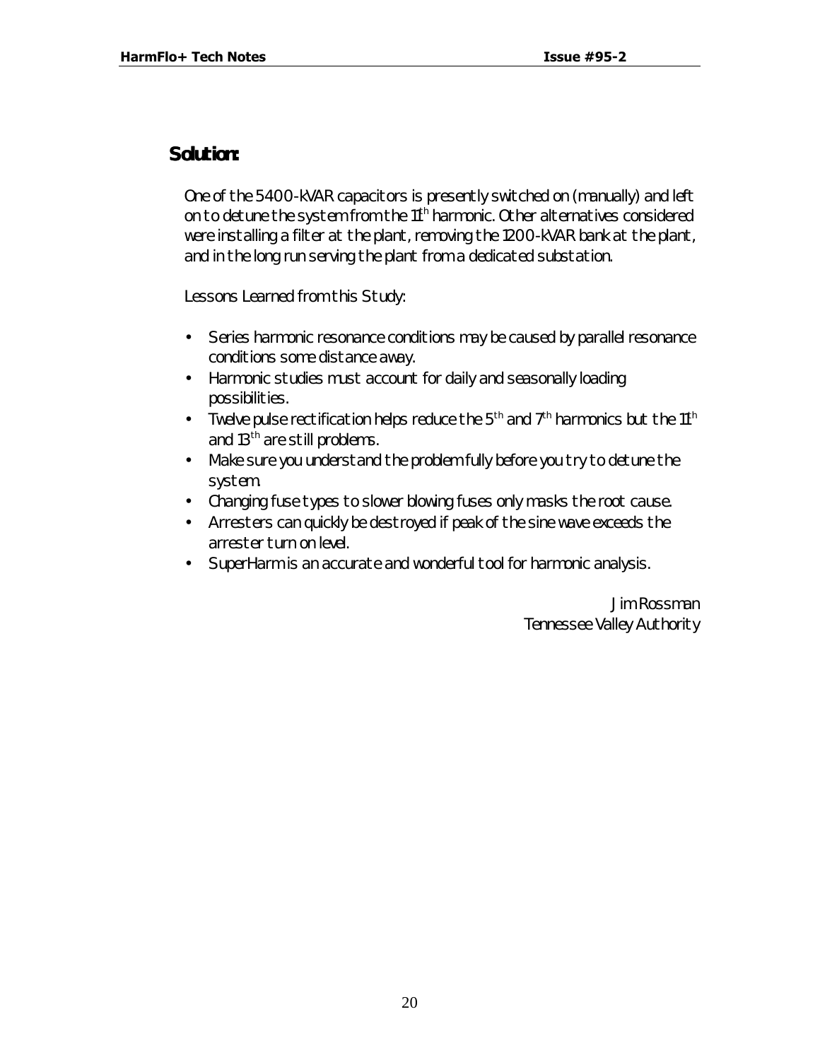## Solution:

One of the 5400-kVAR capacitors is presently switched on (manually) and left on to detune the system from the 11th harmonic. Other alternatives considered were installing a filter at the plant, removing the 1200-kVAR bank at the plant, and in the long run serving the plant from a dedicated substation.

Lessons Learned from this Study:

- Series harmonic resonance conditions may be caused by parallel resonance conditions some distance away.
- Harmonic studies must account for daily and seasonally loading possibilities.
- Twelve pulse rectification helps reduce the 5th and 7th harmonics but the 11th and 13th are still problems.
- Make sure you understand the problem fully before you try to detune the system.
- Changing fuse types to slower blowing fuses only masks the root cause.
- Arresters can quickly be destroyed if peak of the sine wave exceeds the arrester turn on level.
- SuperHarm is an accurate and wonderful tool for harmonic analysis.

Jim Rossman
Tennessee Valley Authority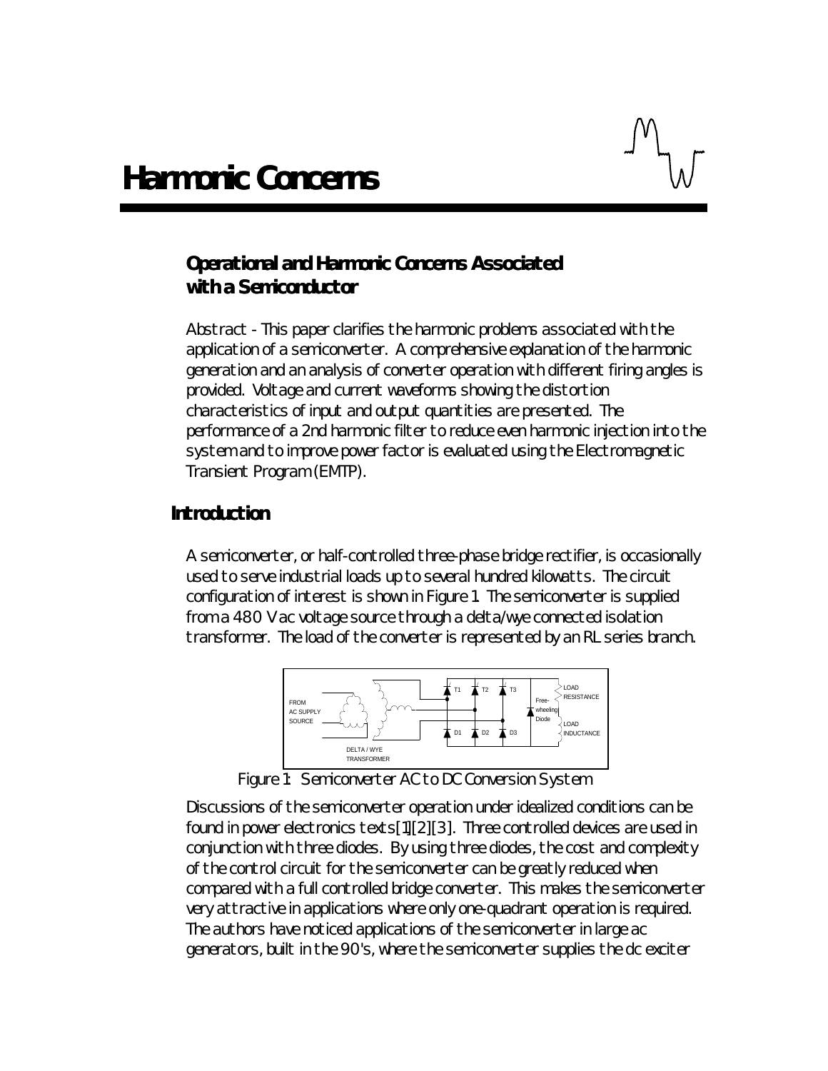# Harmonic Concerns

## Operational and Harmonic Concerns Associated with a Semiconductor

Abstract - This paper clarifies the harmonic problems associated with the application of a semiconverter. A comprehensive explanation of the harmonic generation and an analysis of converter operation with different firing angles is provided. Voltage and current waveforms showing the distortion characteristics of input and output quantities are presented. The performance of a 2nd harmonic filter to reduce even harmonic injection into the system and to improve power factor is evaluated using the Electromagnetic Transient Program (EMTP).

## Introduction

A semiconverter, or half-controlled three-phase bridge rectifier, is occasionally used to serve industrial loads up to several hundred kilowatts. The circuit configuration of interest is shown in Figure 1. The semiconverter is supplied from a 480 Vac voltage source through a delta/wye connected isolation transformer. The load of the converter is represented by an RL series branch.

Figure 1: Semiconverter AC to DC Conversion System

Discussions of the semiconverter operation under idealized conditions can be found in power electronics texts[1][2][3]. Three controlled devices are used in conjunction with three diodes. By using three diodes, the cost and complexity of the control circuit for the semiconverter can be greatly reduced when compared with a full controlled bridge converter. This makes the semiconverter very attractive in applications where only one-quadrant operation is required. The authors have noticed applications of the semiconverter in large ac generators, built in the 90's, where the semiconverter supplies the dc exciter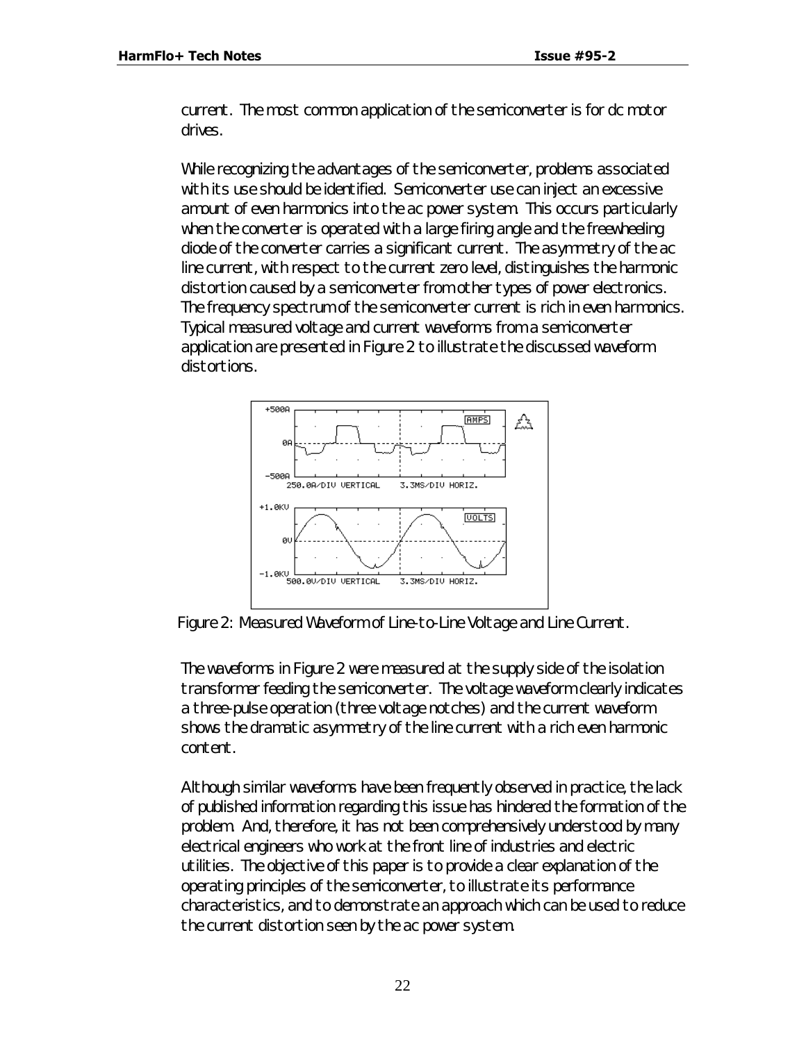current. The most common application of the semiconverter is for dc motor drives.

While recognizing the advantages of the semiconverter, problems associated with its use should be identified. Semiconverter use can inject an excessive amount of even harmonics into the ac power system. This occurs particularly when the converter is operated with a large firing angle and the freewheeling diode of the converter carries a significant current. The asymmetry of the ac line current, with respect to the current zero level, distinguishes the harmonic distortion caused by a semiconverter from other types of power electronics. The frequency spectrum of the semiconverter current is rich in even harmonics. Typical measured voltage and current waveforms from a semiconverter application are presented in Figure 2 to illustrate the discussed waveform distortions.

Figure 2: Measured Waveform of Line-to-Line Voltage and Line Current.

The waveforms in Figure 2 were measured at the supply side of the isolation transformer feeding the semiconverter. The voltage waveform clearly indicates a three-pulse operation (three voltage notches) and the current waveform shows the dramatic asymmetry of the line current with a rich even harmonic content.

Although similar waveforms have been frequently observed in practice, the lack of published information regarding this issue has hindered the formation of the problem. And, therefore, it has not been comprehensively understood by many electrical engineers who work at the front line of industries and electric utilities. The objective of this paper is to provide a clear explanation of the operating principles of the semiconverter, to illustrate its performance characteristics, and to demonstrate an approach which can be used to reduce the current distortion seen by the ac power system.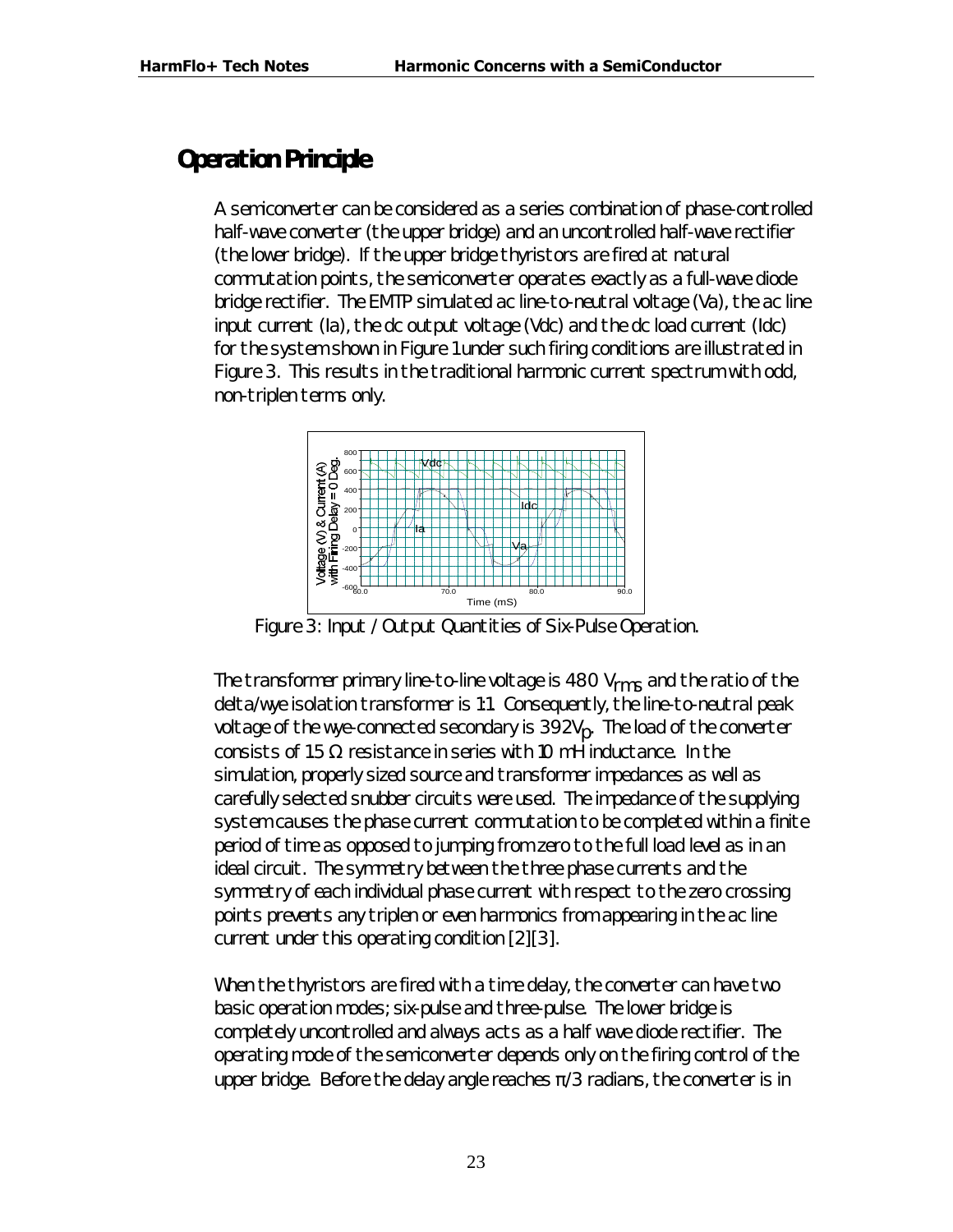## Operation Principle

A semiconverter can be considered as a series combination of phase-controlled half-wave converter (the upper bridge) and an uncontrolled half-wave rectifier (the lower bridge). If the upper bridge thyristors are fired at natural commutation points, the semiconverter operates exactly as a full-wave diode bridge rectifier. The EMTP simulated ac line-to-neutral voltage (Va), the ac line input current (Ia), the dc output voltage (Vdc) and the dc load current (Idc) for the system shown in Figure 1 under such firing conditions are illustrated in Figure 3. This results in the traditional harmonic current spectrum with odd, non-triplen terms only.

Figure 3: Input / Output Quantities of Six-Pulse Operation.

The transformer primary line-to-line voltage is 480 $V_{rms}$ and the ratio of the delta/wye isolation transformer is 1:1. Consequently, the line-to-neutral peak voltage of the wye-connected secondary is 392$V_p$. The load of the converter consists of 15 Ω resistance in series with 10 mH inductance. In the simulation, properly sized source and transformer impedances as well as carefully selected snubber circuits were used. The impedance of the supplying system causes the phase current commutation to be completed within a finite period of time as opposed to jumping from zero to the full load level as in an ideal circuit. The symmetry between the three phase currents and the symmetry of each individual phase current with respect to the zero crossing points prevents any triplen or even harmonics from appearing in the ac line current under this operating condition [2][3].

When the thyristors are fired with a time delay, the converter can have two basic operation modes; six-pulse and three-pulse. The lower bridge is completely uncontrolled and always acts as a half wave diode rectifier. The operating mode of the semiconverter depends only on the firing control of the upper bridge. Before the delay angle reaches $\pi/3$ radians, the converter is in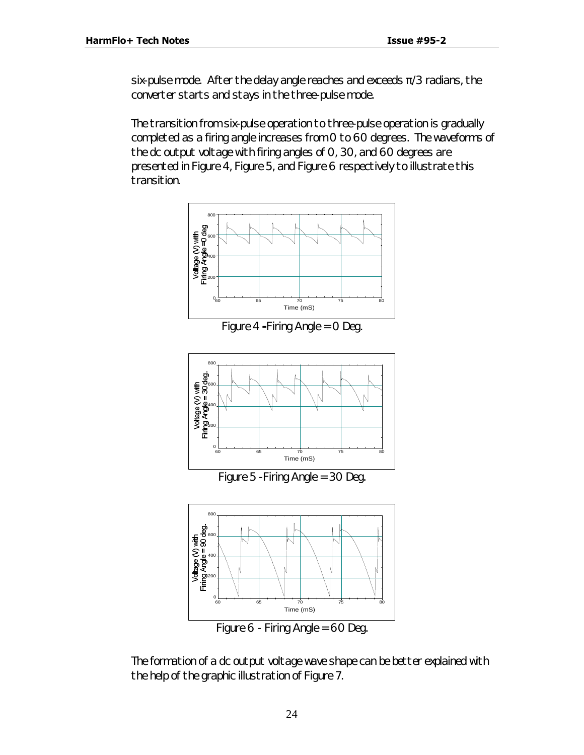six-pulse mode. After the delay angle reaches and exceeds $\pi/3$ radians, the converter starts and stays in the three-pulse mode.

The transition from six-pulse operation to three-pulse operation is gradually completed as a firing angle increases from 0 to 60 degrees. The waveforms of the dc output voltage with firing angles of 0, 30, and 60 degrees are presented in Figure 4, Figure 5, and Figure 6 respectively to illustrate this transition.

Figure 4 - Firing Angle = 0 Deg.

Figure 5 - Firing Angle = 30 Deg.

Figure 6 - Firing Angle = 60 Deg.

The formation of a dc output voltage wave shape can be better explained with the help of the graphic illustration of Figure 7.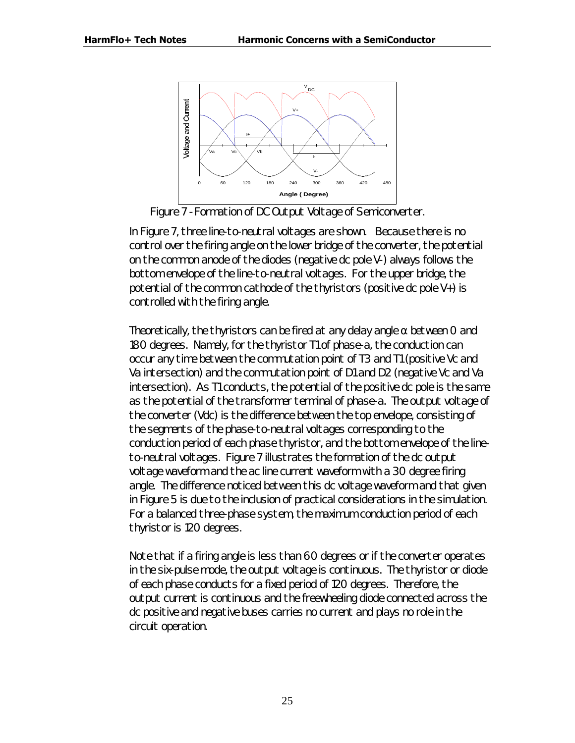Figure 7 - Formation of DC Output Voltage of Semiconverter.

In Figure 7, three line-to-neutral voltages are shown. Because there is no control over the firing angle on the lower bridge of the converter, the potential on the common anode of the diodes (negative dc pole V-) always follows the bottom envelope of the line-to-neutral voltages. For the upper bridge, the potential of the common cathode of the thyristors (positive dc pole V+) is controlled with the firing angle.

Theoretically, the thyristors can be fired at any delay angle $\alpha$ between 0 and 180 degrees. Namely, for the thyristor T1 of phase-a, the conduction can occur any time between the commutation point of T3 and T1 (positive Vc and Va intersection) and the commutation point of D1 and D2 (negative Vc and Va intersection). As T1 conducts, the potential of the positive dc pole is the same as the potential of the transformer terminal of phase-a. The output voltage of the converter (Vdc) is the difference between the top envelope, consisting of the segments of the phase-to-neutral voltages corresponding to the conduction period of each phase thyristor, and the bottom envelope of the line-to-neutral voltages. Figure 7 illustrates the formation of the dc output voltage waveform and the ac line current waveform with a 30 degree firing angle. The difference noticed between this dc voltage waveform and that given in Figure 5 is due to the inclusion of practical considerations in the simulation. For a balanced three-phase system, the maximum conduction period of each thyristor is 120 degrees.

Note that if a firing angle is less than 60 degrees or if the converter operates in the six-pulse mode, the output voltage is continuous. The thyristor or diode of each phase conducts for a fixed period of 120 degrees. Therefore, the output current is continuous and the freewheeling diode connected across the dc positive and negative buses carries no current and plays no role in the circuit operation.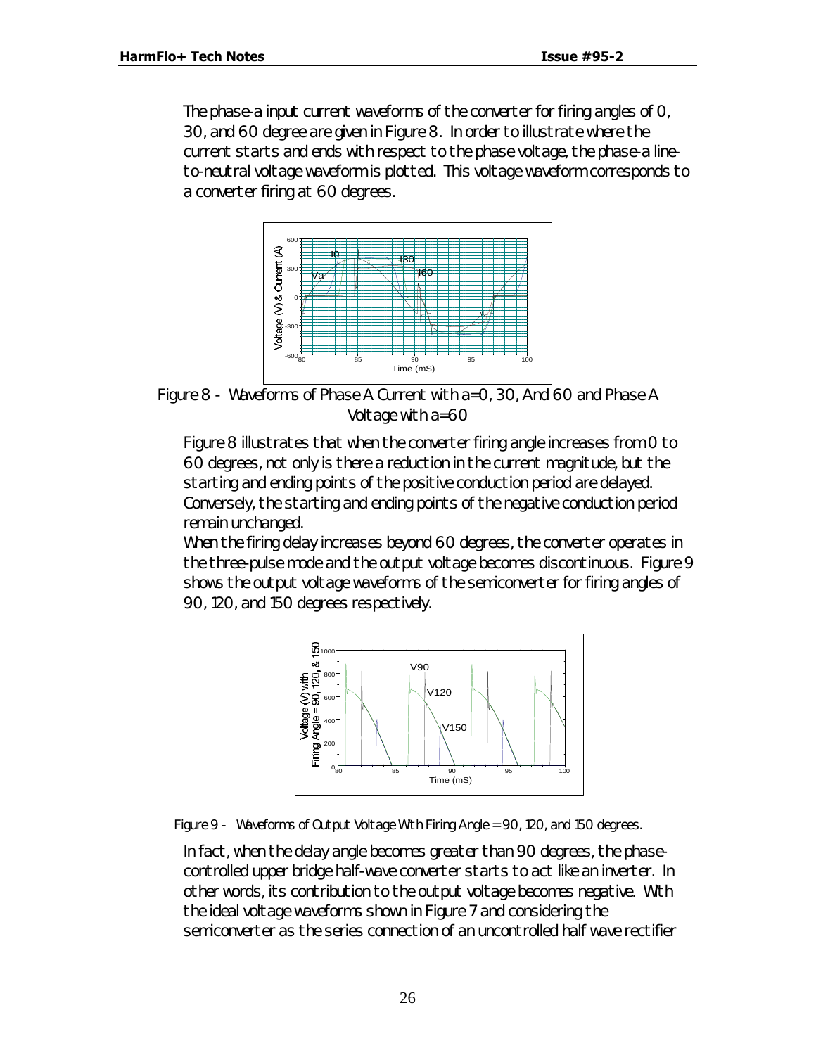The phase-a input current waveforms of the converter for firing angles of 0, 30, and 60 degree are given in Figure 8. In order to illustrate where the current starts and ends with respect to the phase voltage, the phase-a line-to-neutral voltage waveform is plotted. This voltage waveform corresponds to a converter firing at 60 degrees.

Figure 8 - Waveforms of Phase A Current with a=0, 30, And 60 and Phase A Voltage with a=60

Figure 8 illustrates that when the converter firing angle increases from 0 to 60 degrees, not only is there a reduction in the current magnitude, but the starting and ending points of the positive conduction period are delayed. Conversely, the starting and ending points of the negative conduction period remain unchanged.

When the firing delay increases beyond 60 degrees, the converter operates in the three-pulse mode and the output voltage becomes discontinuous. Figure 9 shows the output voltage waveforms of the semiconverter for firing angles of 90, 120, and 150 degrees respectively.

Figure 9 - Waveforms of Output Voltage With Firing Angle = 90, 120, and 150 degrees.

In fact, when the delay angle becomes greater than 90 degrees, the phase-controlled upper bridge half-wave converter starts to act like an inverter. In other words, its contribution to the output voltage becomes negative. With the ideal voltage waveforms shown in Figure 7 and considering the semiconverter as the series connection of an uncontrolled half wave rectifier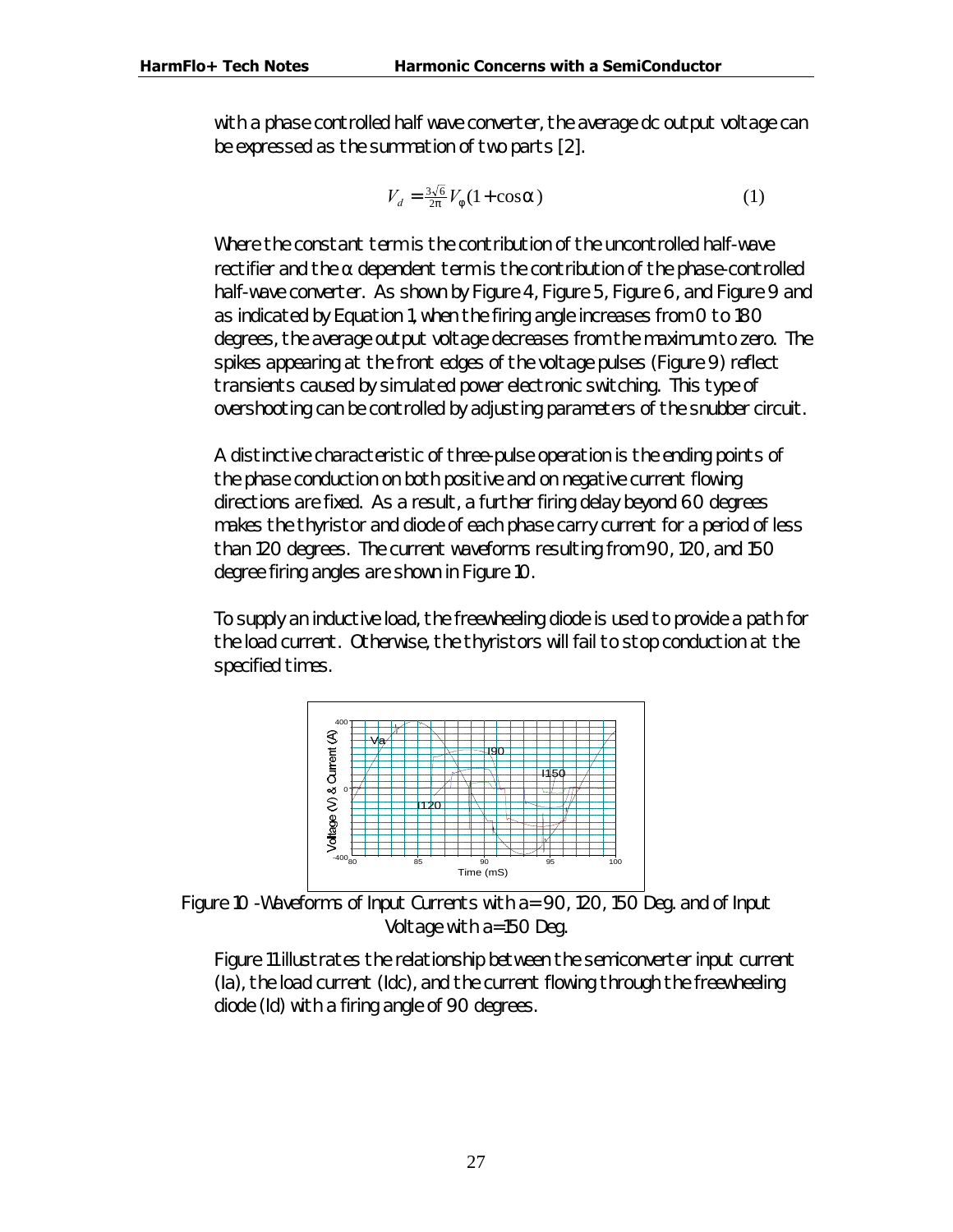with a phase controlled half wave converter, the average dc output voltage can be expressed as the summation of two parts [2].

$$V_d = \frac{3\sqrt{6}}{2\pi} V_\phi (1 + \cos\alpha) \qquad (1)$$

Where the constant term is the contribution of the uncontrolled half-wave rectifier and the α dependent term is the contribution of the phase-controlled half-wave converter. As shown by Figure 4, Figure 5, Figure 6, and Figure 9 and as indicated by Equation 1, when the firing angle increases from 0 to 180 degrees, the average output voltage decreases from the maximum to zero. The spikes appearing at the front edges of the voltage pulses (Figure 9) reflect transients caused by simulated power electronic switching. This type of overshooting can be controlled by adjusting parameters of the snubber circuit.

A distinctive characteristic of three-pulse operation is the ending points of the phase conduction on both positive and on negative current flowing directions are fixed. As a result, a further firing delay beyond 60 degrees makes the thyristor and diode of each phase carry current for a period of less than 120 degrees. The current waveforms resulting from 90, 120, and 150 degree firing angles are shown in Figure 10.

To supply an inductive load, the freewheeling diode is used to provide a path for the load current. Otherwise, the thyristors will fail to stop conduction at the specified times.

Figure 10 - Waveforms of Input Currents with a= 90, 120, 150 Deg. and of Input Voltage with a=150 Deg.

Figure 11 illustrates the relationship between the semiconverter input current (Ia), the load current (Idc), and the current flowing through the freewheeling diode (Id) with a firing angle of 90 degrees.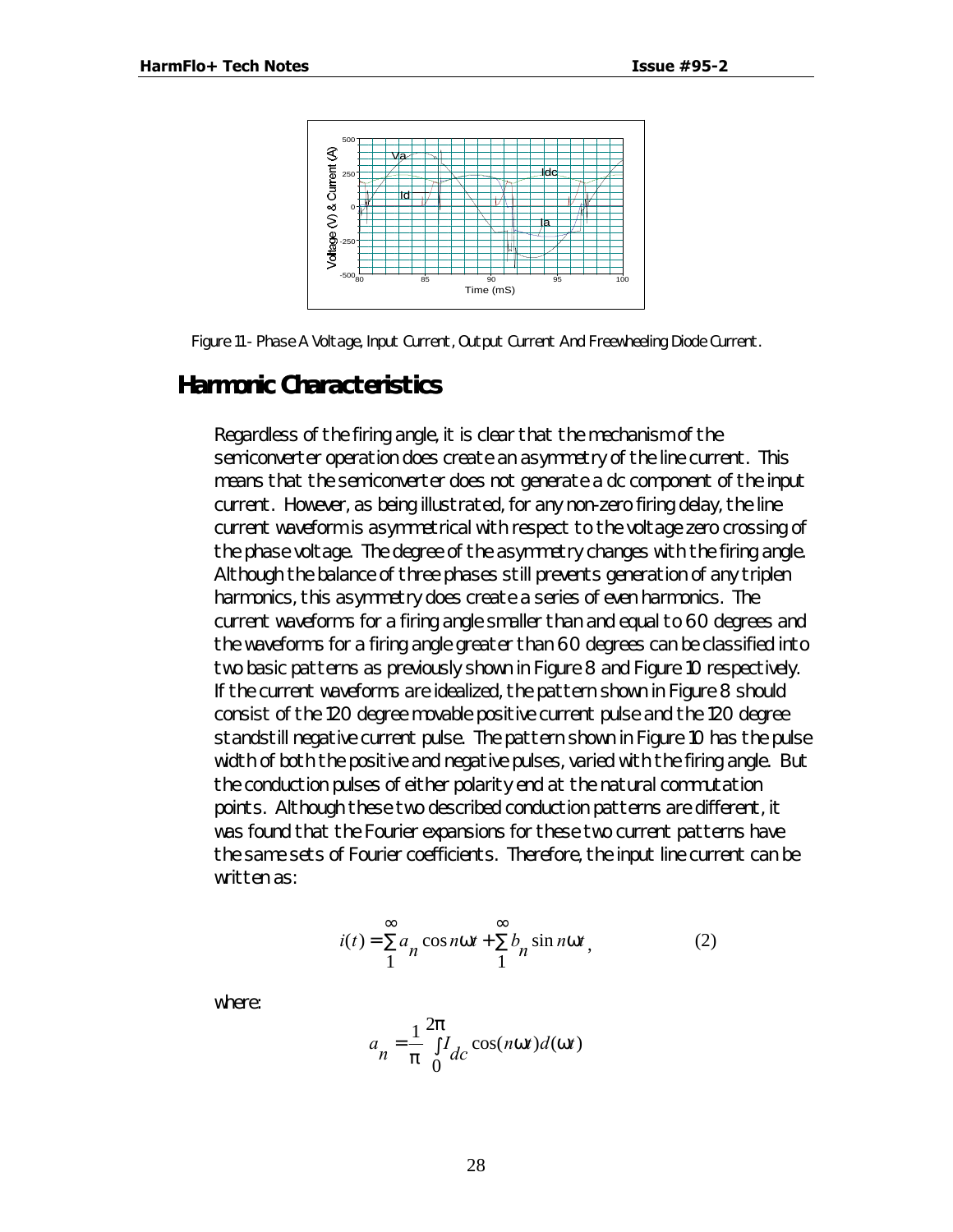Figure 11 - Phase A Voltage, Input Current, Output Current And Freewheeling Diode Current.

## Harmonic Characteristics

Regardless of the firing angle, it is clear that the mechanism of the semiconverter operation does create an asymmetry of the line current. This means that the semiconverter does not generate a dc component of the input current. However, as being illustrated, for any non-zero firing delay, the line current waveform is asymmetrical with respect to the voltage zero crossing of the phase voltage. The degree of the asymmetry changes with the firing angle. Although the balance of three phases still prevents generation of any triplen harmonics, this asymmetry does create a series of even harmonics. The current waveforms for a firing angle smaller than and equal to 60 degrees and the waveforms for a firing angle greater than 60 degrees can be classified into two basic patterns as previously shown in Figure 8 and Figure 10 respectively. If the current waveforms are idealized, the pattern shown in Figure 8 should consist of the 120 degree movable positive current pulse and the 120 degree standstill negative current pulse. The pattern shown in Figure 10 has the pulse width of both the positive and negative pulses, varied with the firing angle. But the conduction pulses of either polarity end at the natural commutation points. Although these two described conduction patterns are different, it was found that the Fourier expansions for these two current patterns have the same sets of Fourier coefficients. Therefore, the input line current can be written as:

$$i(t) = \sum_{1}^{\infty} a_n \cos n\omega t + \sum_{1}^{\infty} b_n \sin n\omega t, \qquad (2)$$

where:

$$a_n = \frac{1}{\pi} \int_{0}^{2\pi} I_{dc} \cos(n\omega t) d(\omega t)$$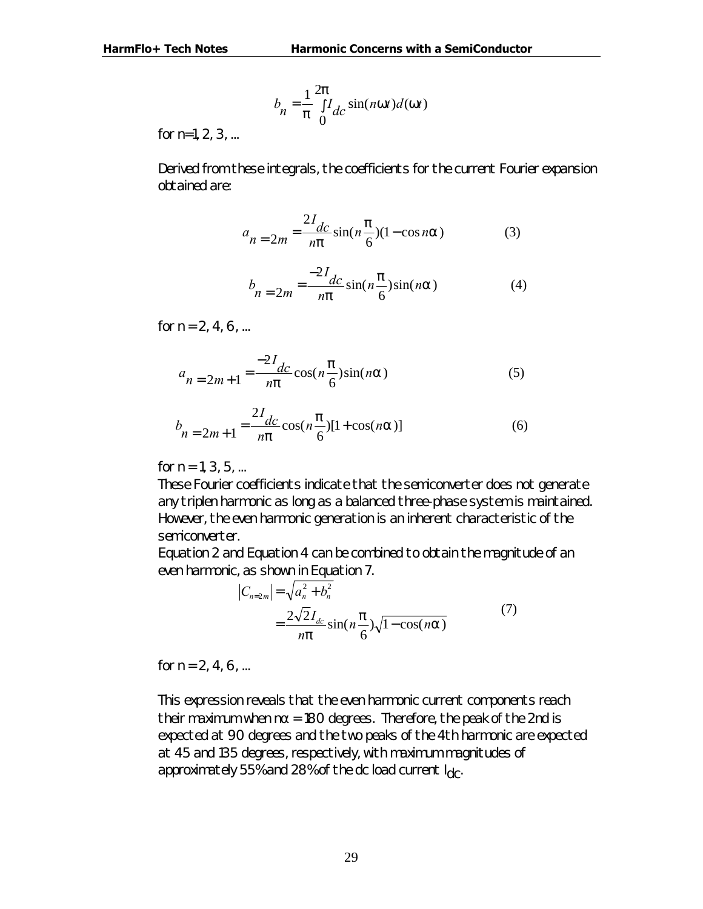$$b_n = \frac{1}{\pi}\int_0^{2\pi} I_{dc}\sin(n\omega t)d(\omega t)$$

for n=1, 2, 3, ...

Derived from these integrals, the coefficients for the current Fourier expansion obtained are:

$$a_{n=2m} = \frac{2I_{dc}}{n\pi}\sin(n\frac{\pi}{6})(1-\cos n\alpha) \qquad (3)$$

$$b_{n=2m} = \frac{-2I_{dc}}{n\pi}\sin(n\frac{\pi}{6})\sin(n\alpha) \qquad (4)$$

for n = 2, 4, 6, ...

$$a_{n=2m+1} = \frac{-2I_{dc}}{n\pi}\cos(n\frac{\pi}{6})\sin(n\alpha) \qquad (5)$$

$$b_{n=2m+1} = \frac{2I_{dc}}{n\pi}\cos(n\frac{\pi}{6})[1+\cos(n\alpha)] \qquad (6)$$

for n = 1, 3, 5, ...

These Fourier coefficients indicate that the semiconverter does not generate any triplen harmonic as long as a balanced three-phase system is maintained. However, the even harmonic generation is an inherent characteristic of the semiconverter.

Equation 2 and Equation 4 can be combined to obtain the magnitude of an even harmonic, as shown in Equation 7.

$$\begin{aligned}|C_{n=2m}| &= \sqrt{a_n^2 + b_n^2} \\ &= \frac{2\sqrt{2}I_{dc}}{n\pi}\sin(n\frac{\pi}{6})\sqrt{1-\cos(n\alpha)}\end{aligned} \qquad (7)$$

for n = 2, 4, 6, ...

This expression reveals that the even harmonic current components reach their maximum when $n\alpha = 180$ degrees. Therefore, the peak of the 2nd is expected at 90 degrees and the two peaks of the 4th harmonic are expected at 45 and 135 degrees, respectively, with maximum magnitudes of approximately 55% and 28% of the dc load current $I_{dc}$.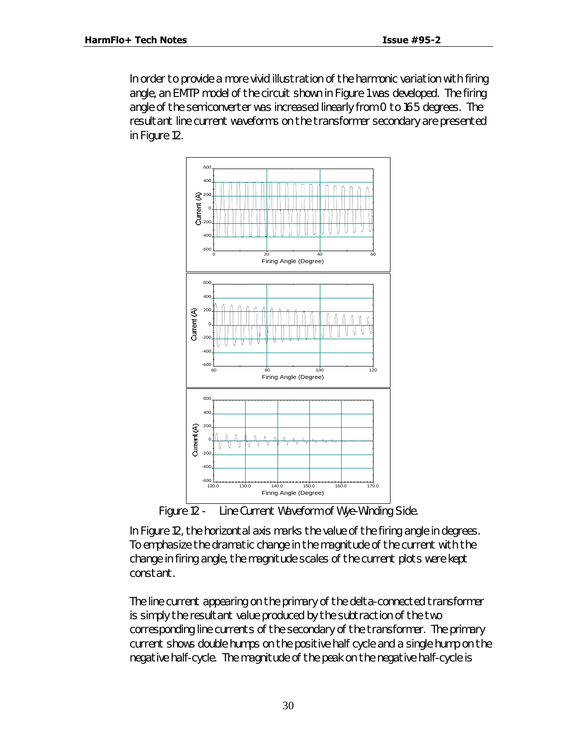In order to provide a more vivid illustration of the harmonic variation with firing angle, an EMTP model of the circuit shown in Figure 1 was developed. The firing angle of the semiconverter was increased linearly from 0 to 165 degrees. The resultant line current waveforms on the transformer secondary are presented in Figure 12.

Figure 12 - Line Current Waveform of Wye-Winding Side.

In Figure 12, the horizontal axis marks the value of the firing angle in degrees. To emphasize the dramatic change in the magnitude of the current with the change in firing angle, the magnitude scales of the current plots were kept constant.

The line current appearing on the primary of the delta-connected transformer is simply the resultant value produced by the subtraction of the two corresponding line currents of the secondary of the transformer. The primary current shows double humps on the positive half cycle and a single hump on the negative half-cycle. The magnitude of the peak on the negative half-cycle is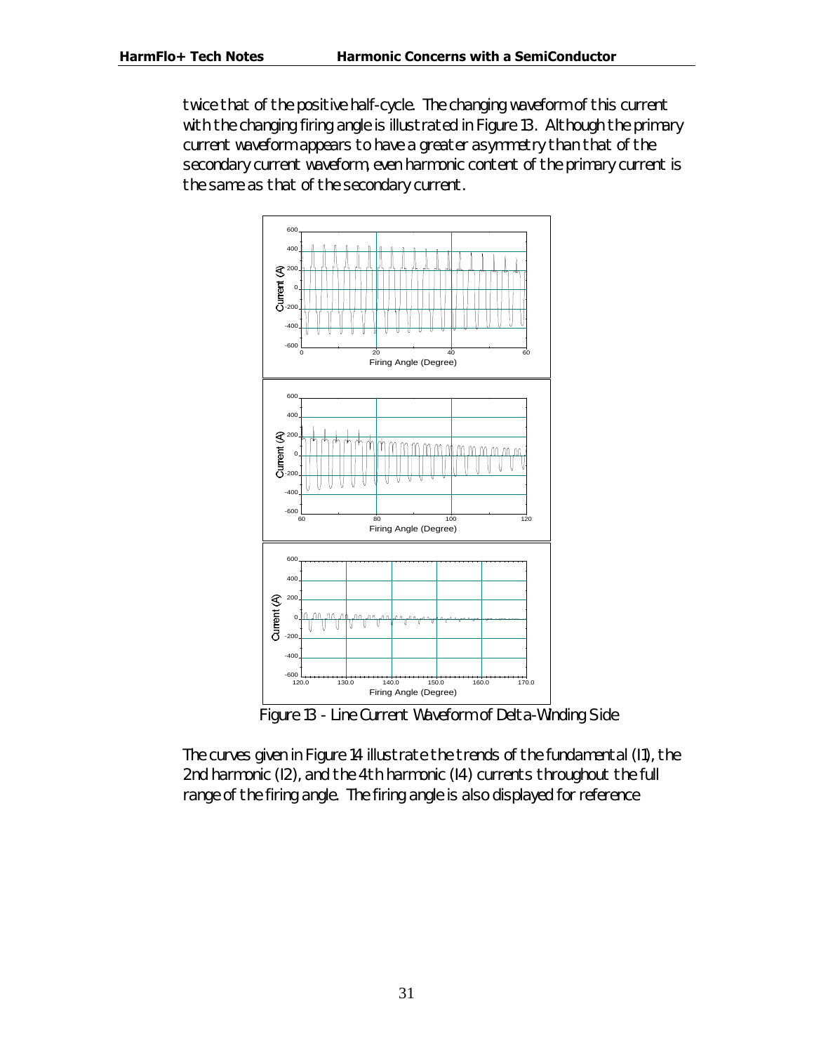twice that of the positive half-cycle. The changing waveform of this current with the changing firing angle is illustrated in Figure 13. Although the primary current waveform appears to have a greater asymmetry than that of the secondary current waveform, even harmonic content of the primary current is the same as that of the secondary current.

Figure 13 - Line Current Waveform of Delta-Winding Side

The curves given in Figure 14 illustrate the trends of the fundamental (I1), the 2nd harmonic (I2), and the 4th harmonic (I4) currents throughout the full range of the firing angle. The firing angle is also displayed for reference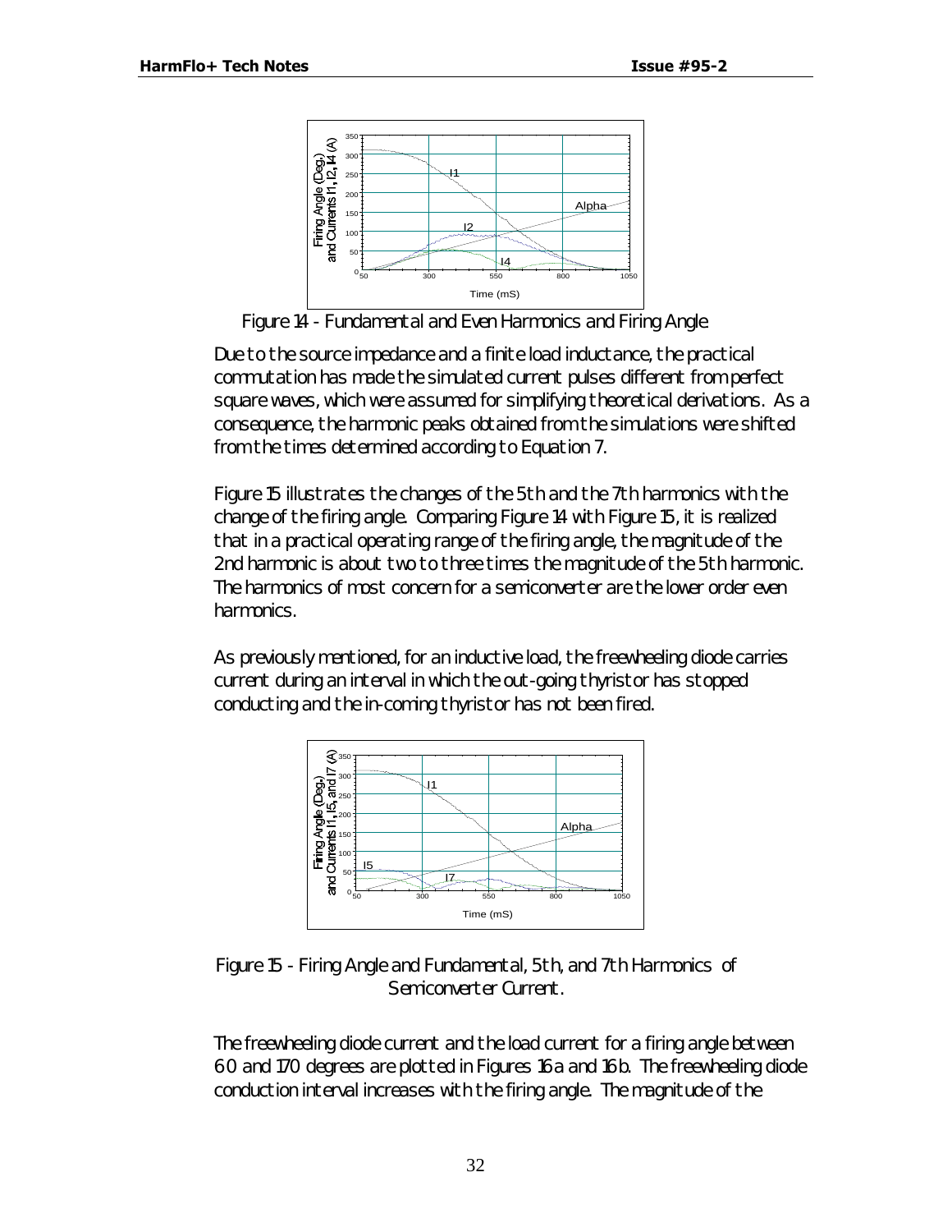Figure 14 - Fundamental and Even Harmonics and Firing Angle

Due to the source impedance and a finite load inductance, the practical commutation has made the simulated current pulses different from perfect square waves, which were assumed for simplifying theoretical derivations. As a consequence, the harmonic peaks obtained from the simulations were shifted from the times determined according to Equation 7.

Figure 15 illustrates the changes of the 5th and the 7th harmonics with the change of the firing angle. Comparing Figure 14 with Figure 15, it is realized that in a practical operating range of the firing angle, the magnitude of the 2nd harmonic is about two to three times the magnitude of the 5th harmonic. The harmonics of most concern for a semiconverter are the lower order even harmonics.

As previously mentioned, for an inductive load, the freewheeling diode carries current during an interval in which the out-going thyristor has stopped conducting and the in-coming thyristor has not been fired.

Figure 15 - Firing Angle and Fundamental, 5th, and 7th Harmonics of Semiconverter Current.

The freewheeling diode current and the load current for a firing angle between 60 and 170 degrees are plotted in Figures 16a and 16b. The freewheeling diode conduction interval increases with the firing angle. The magnitude of the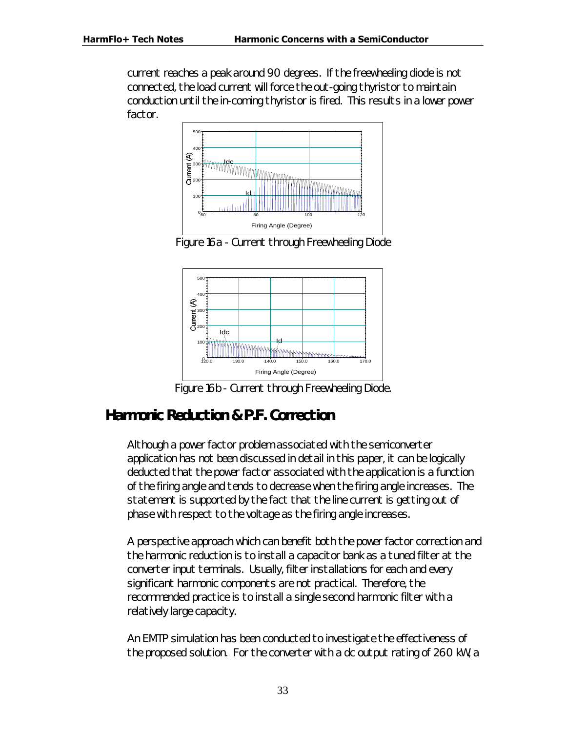current reaches a peak around 90 degrees. If the freewheeling diode is not connected, the load current will force the out-going thyristor to maintain conduction until the in-coming thyristor is fired. This results in a lower power factor.

Figure 16a - Current through Freewheeling Diode

Figure 16b - Current through Freewheeling Diode.

## Harmonic Reduction & P.F. Correction

Although a power factor problem associated with the semiconverter application has not been discussed in detail in this paper, it can be logically deducted that the power factor associated with the application is a function of the firing angle and tends to decrease when the firing angle increases. The statement is supported by the fact that the line current is getting out of phase with respect to the voltage as the firing angle increases.

A perspective approach which can benefit both the power factor correction and the harmonic reduction is to install a capacitor bank as a tuned filter at the converter input terminals. Usually, filter installations for each and every significant harmonic components are not practical. Therefore, the recommended practice is to install a single second harmonic filter with a relatively large capacity.

An EMTP simulation has been conducted to investigate the effectiveness of the proposed solution. For the converter with a dc output rating of 260 kW, a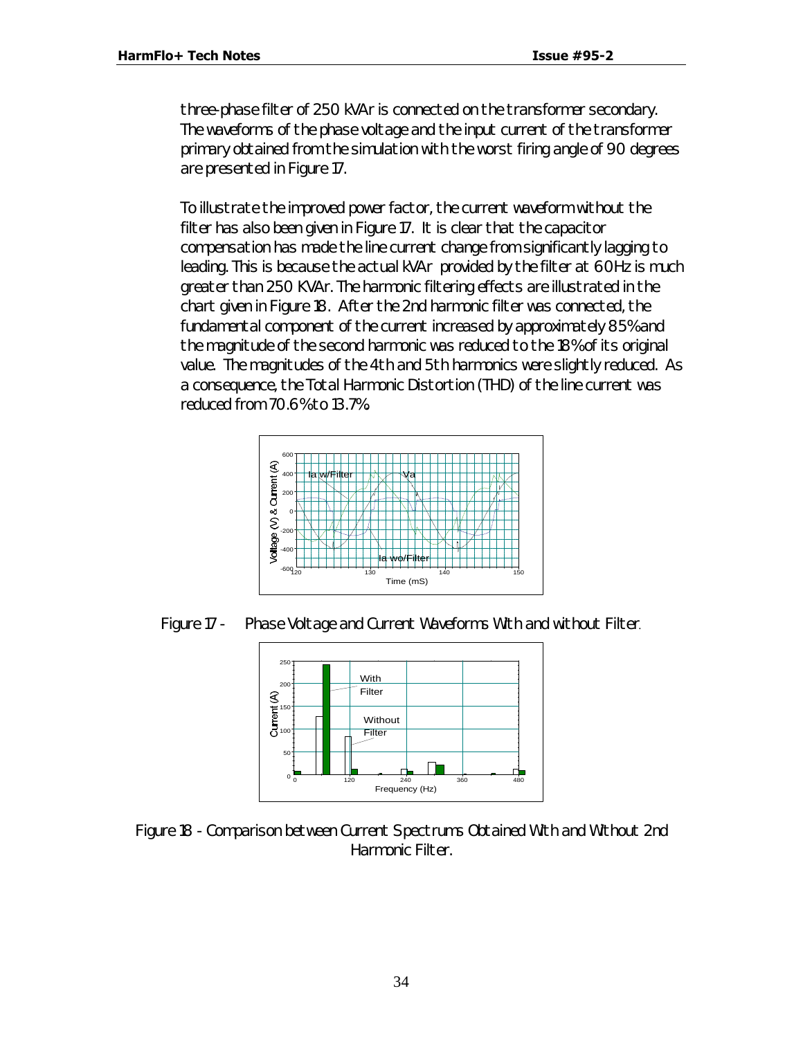three-phase filter of 250 kVAr is connected on the transformer secondary. The waveforms of the phase voltage and the input current of the transformer primary obtained from the simulation with the worst firing angle of 90 degrees are presented in Figure 17.

To illustrate the improved power factor, the current waveform without the filter has also been given in Figure 17. It is clear that the capacitor compensation has made the line current change from significantly lagging to leading. This is because the actual kVAr provided by the filter at 60Hz is much greater than 250 KVAr. The harmonic filtering effects are illustrated in the chart given in Figure 18. After the 2nd harmonic filter was connected, the fundamental component of the current increased by approximately 85% and the magnitude of the second harmonic was reduced to the 18% of its original value. The magnitudes of the 4th and 5th harmonics were slightly reduced. As a consequence, the Total Harmonic Distortion (THD) of the line current was reduced from 70.6% to 13.7%.

Figure 17 - Phase Voltage and Current Waveforms With and without Filter.

Figure 18 - Comparison between Current Spectrums Obtained With and Without 2nd Harmonic Filter.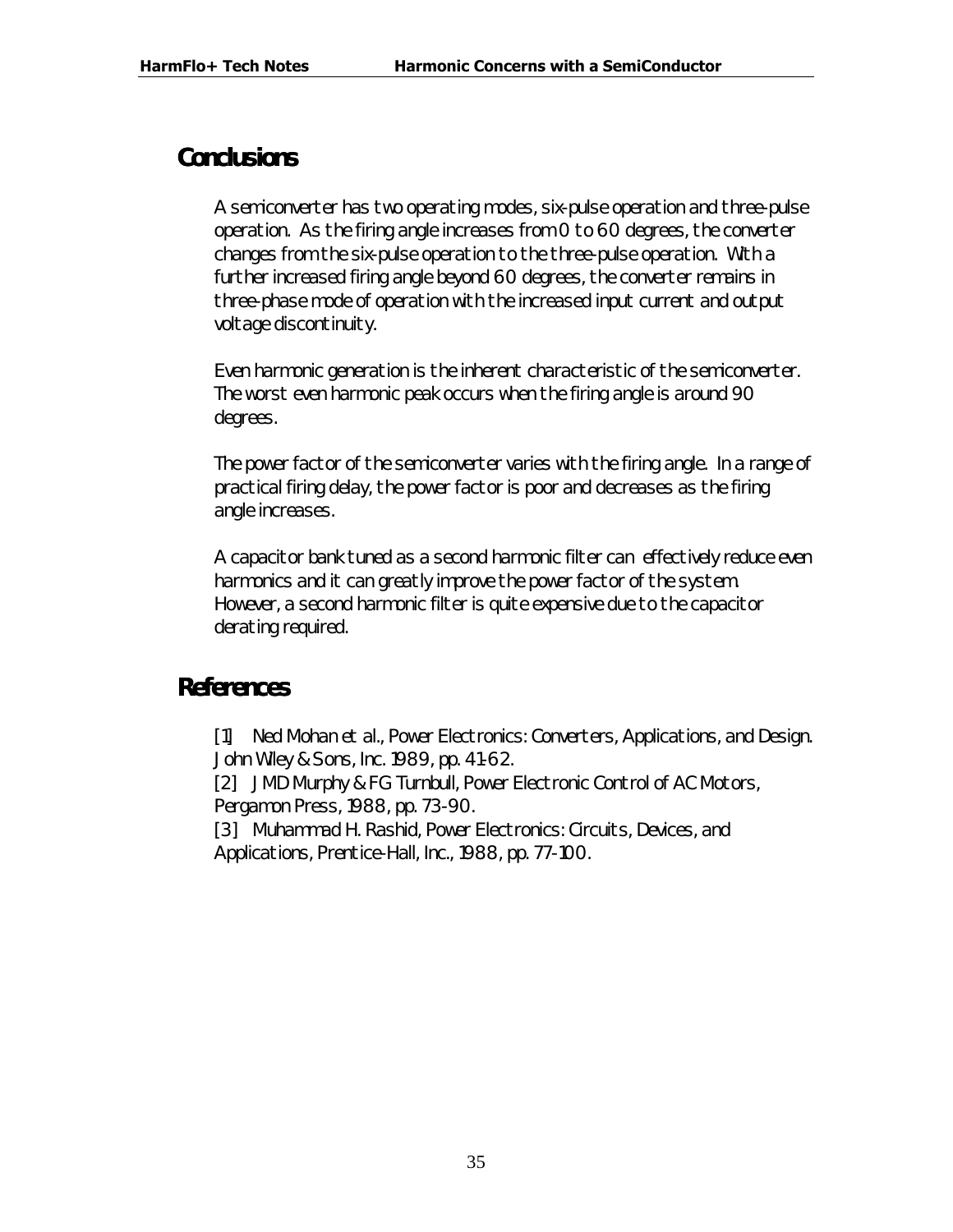## Conclusions

A semiconverter has two operating modes, six-pulse operation and three-pulse operation. As the firing angle increases from 0 to 60 degrees, the converter changes from the six-pulse operation to the three-pulse operation. With a further increased firing angle beyond 60 degrees, the converter remains in three-phase mode of operation with the increased input current and output voltage discontinuity.

Even harmonic generation is the inherent characteristic of the semiconverter. The worst even harmonic peak occurs when the firing angle is around 90 degrees.

The power factor of the semiconverter varies with the firing angle. In a range of practical firing delay, the power factor is poor and decreases as the firing angle increases.

A capacitor bank tuned as a second harmonic filter can effectively reduce even harmonics and it can greatly improve the power factor of the system. However, a second harmonic filter is quite expensive due to the capacitor derating required.

## References

[1] Ned Mohan et al., Power Electronics: Converters, Applications, and Design. John Wiley & Sons, Inc. 1989, pp. 41-62.
[2] JMD Murphy & FG Turnbull, Power Electronic Control of AC Motors, Pergamon Press, 1988, pp. 73-90.
[3] Muhammad H. Rashid, Power Electronics: Circuits, Devices, and Applications, Prentice-Hall, Inc., 1988, pp. 77-100.